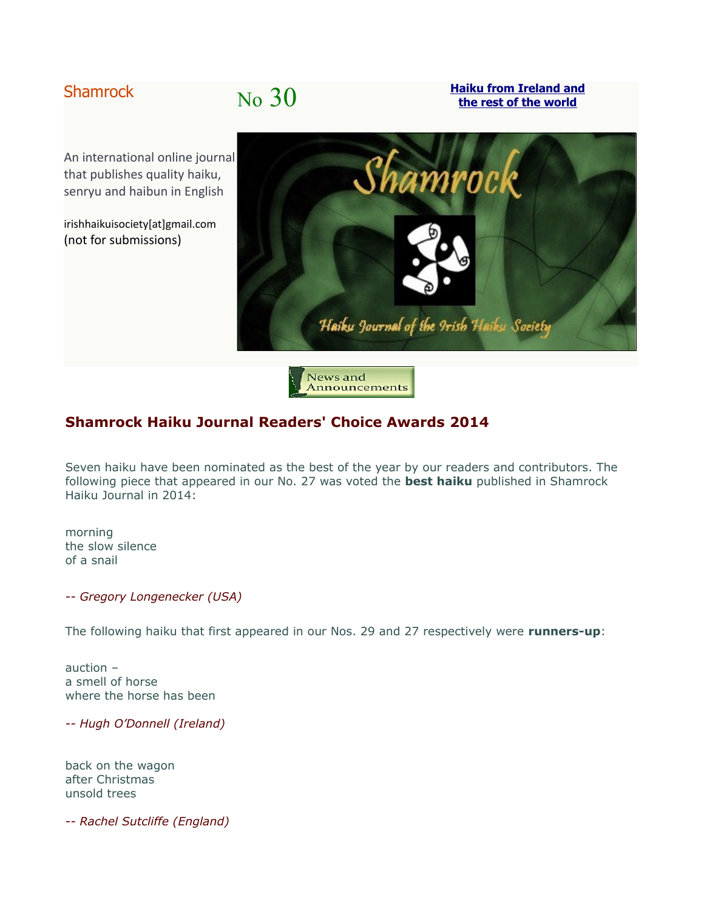Shamrock

No 30

**Haiku from Ireland and the rest of the world**

An international online journal that publishes quality haiku, senryu and haibun in English

irishhaikuisociety[at]gmail.com
(not for submissions)

## Shamrock Haiku Journal Readers' Choice Awards 2014

Seven haiku have been nominated as the best of the year by our readers and contributors. The following piece that appeared in our No. 27 was voted the **best haiku** published in Shamrock Haiku Journal in 2014:

morning
the slow silence
of a snail

*-- Gregory Longenecker (USA)*

The following haiku that first appeared in our Nos. 29 and 27 respectively were **runners-up**:

auction –
a smell of horse
where the horse has been

*-- Hugh O'Donnell (Ireland)*

back on the wagon
after Christmas
unsold trees

*-- Rachel Sutcliffe (England)*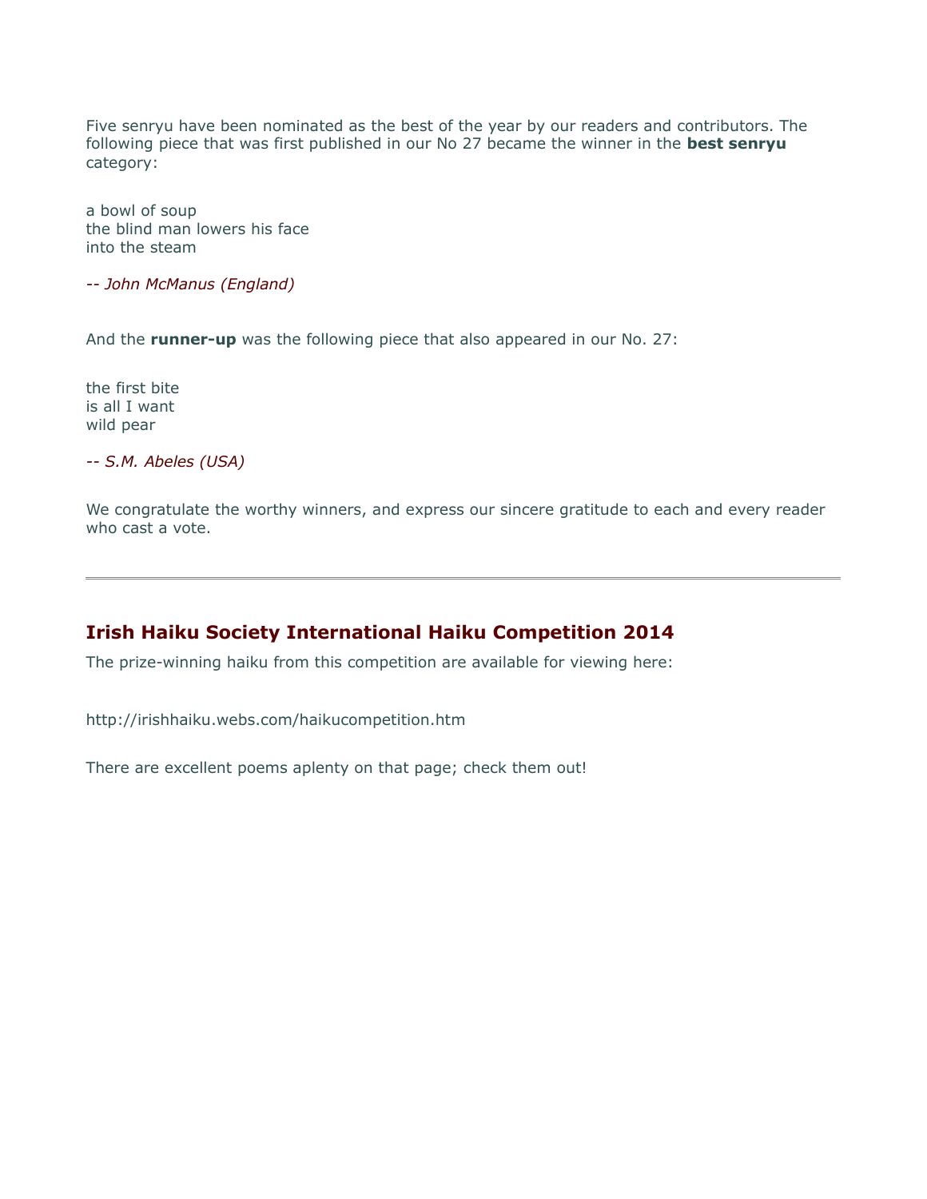Five senryu have been nominated as the best of the year by our readers and contributors. The following piece that was first published in our No 27 became the winner in the **best senryu** category:

a bowl of soup
the blind man lowers his face
into the steam

*-- John McManus (England)*

And the **runner-up** was the following piece that also appeared in our No. 27:

the first bite
is all I want
wild pear

*-- S.M. Abeles (USA)*

We congratulate the worthy winners, and express our sincere gratitude to each and every reader who cast a vote.

---

## Irish Haiku Society International Haiku Competition 2014

The prize-winning haiku from this competition are available for viewing here:

http://irishhaiku.webs.com/haikucompetition.htm

There are excellent poems aplenty on that page; check them out!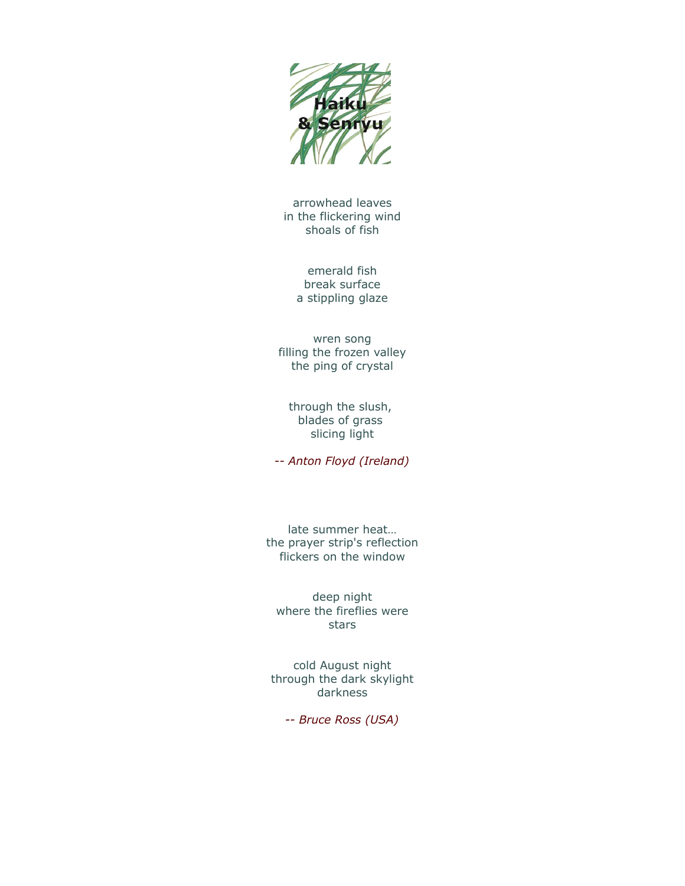# Haiku & Senryu

arrowhead leaves  
in the flickering wind  
shoals of fish

emerald fish  
break surface  
a stippling glaze

wren song  
filling the frozen valley  
the ping of crystal

through the slush,  
blades of grass  
slicing light

*-- Anton Floyd (Ireland)*

late summer heat…  
the prayer strip's reflection  
flickers on the window

deep night  
where the fireflies were  
stars

cold August night  
through the dark skylight  
darkness

*-- Bruce Ross (USA)*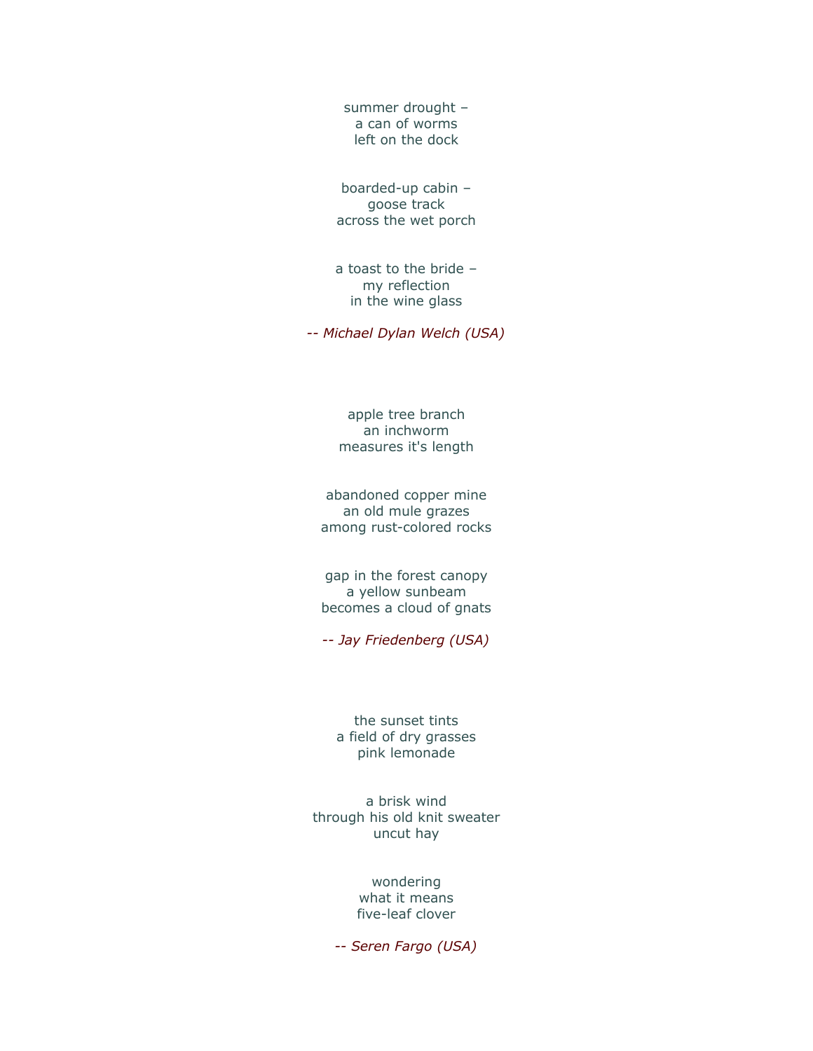summer drought –  
a can of worms  
left on the dock

boarded-up cabin –  
goose track  
across the wet porch

a toast to the bride –  
my reflection  
in the wine glass

*-- Michael Dylan Welch (USA)*

apple tree branch  
an inchworm  
measures it's length

abandoned copper mine  
an old mule grazes  
among rust-colored rocks

gap in the forest canopy  
a yellow sunbeam  
becomes a cloud of gnats

*-- Jay Friedenberg (USA)*

the sunset tints  
a field of dry grasses  
pink lemonade

a brisk wind  
through his old knit sweater  
uncut hay

wondering  
what it means  
five-leaf clover

*-- Seren Fargo (USA)*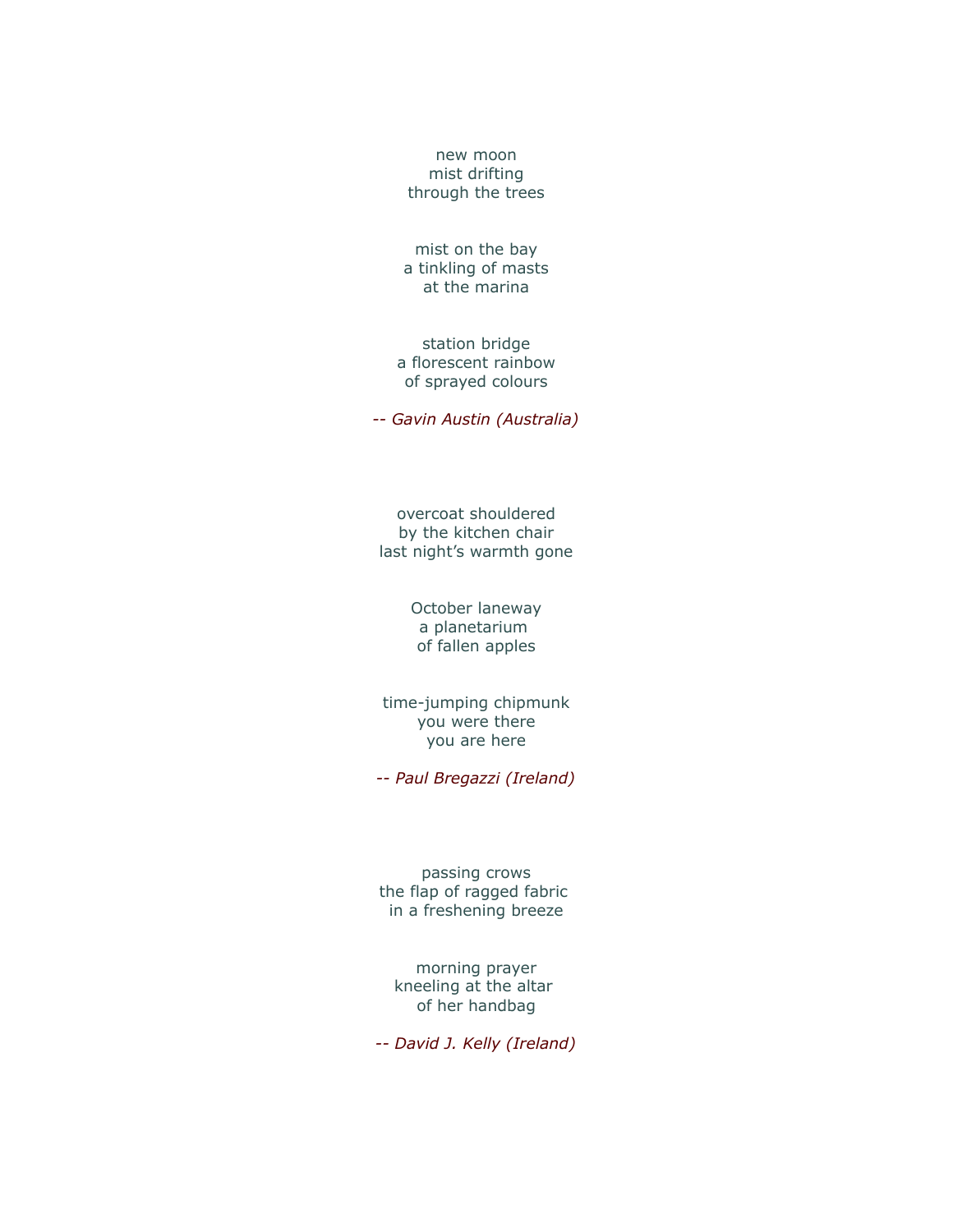new moon  
mist drifting  
through the trees

mist on the bay  
a tinkling of masts  
at the marina

station bridge  
a florescent rainbow  
of sprayed colours

*-- Gavin Austin (Australia)*

overcoat shouldered  
by the kitchen chair  
last night's warmth gone

October laneway  
a planetarium  
of fallen apples

time-jumping chipmunk  
you were there  
you are here

*-- Paul Bregazzi (Ireland)*

passing crows  
the flap of ragged fabric  
in a freshening breeze

morning prayer  
kneeling at the altar  
of her handbag

*-- David J. Kelly (Ireland)*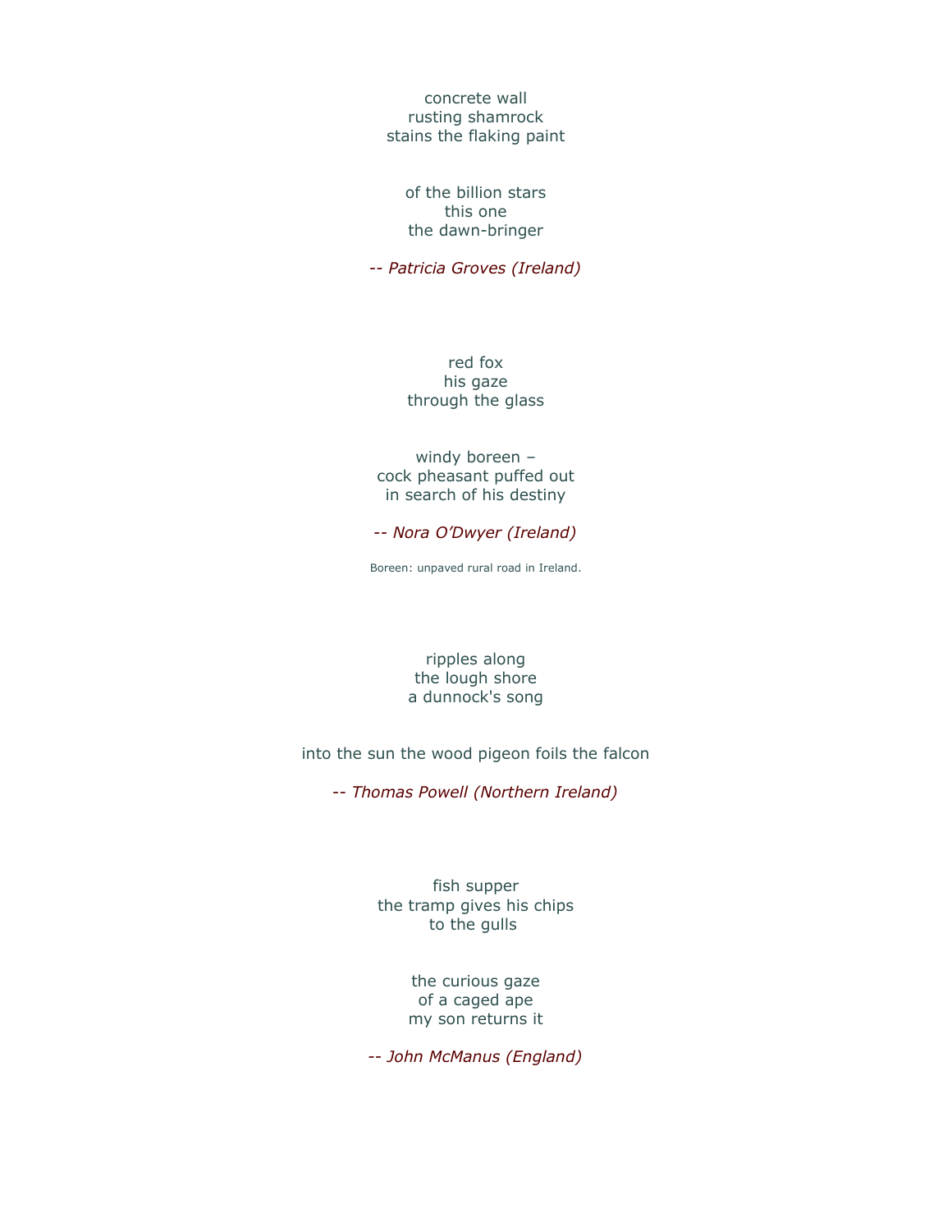concrete wall  
rusting shamrock  
stains the flaking paint

of the billion stars  
this one  
the dawn-bringer

*-- Patricia Groves (Ireland)*

red fox  
his gaze  
through the glass

windy boreen –  
cock pheasant puffed out  
in search of his destiny

*-- Nora O'Dwyer (Ireland)*

Boreen: unpaved rural road in Ireland.

ripples along  
the lough shore  
a dunnock's song

into the sun the wood pigeon foils the falcon

*-- Thomas Powell (Northern Ireland)*

fish supper  
the tramp gives his chips  
to the gulls

the curious gaze  
of a caged ape  
my son returns it

*-- John McManus (England)*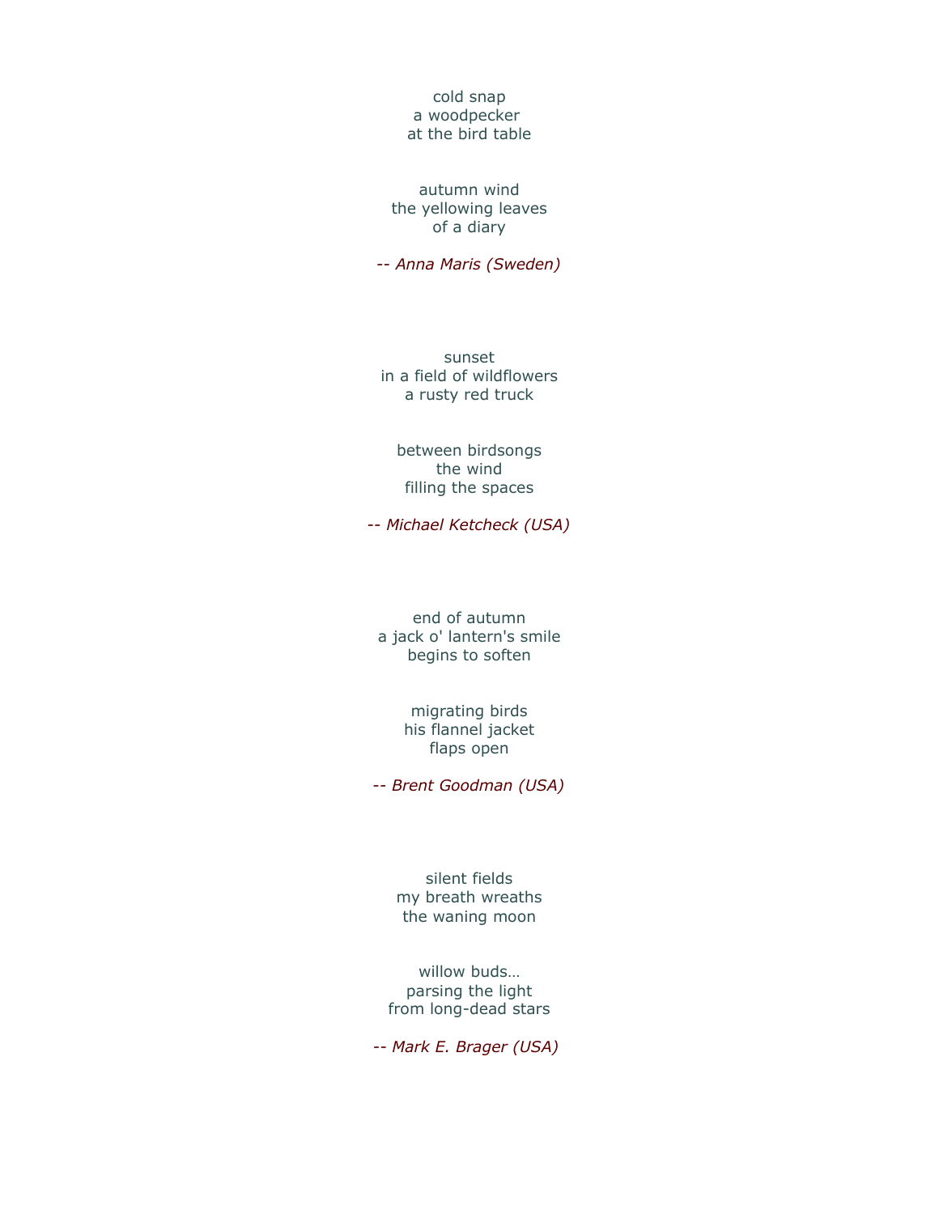cold snap  
a woodpecker  
at the bird table

autumn wind  
the yellowing leaves  
of a diary

*-- Anna Maris (Sweden)*

sunset  
in a field of wildflowers  
a rusty red truck

between birdsongs  
the wind  
filling the spaces

*-- Michael Ketcheck (USA)*

end of autumn  
a jack o' lantern's smile  
begins to soften

migrating birds  
his flannel jacket  
flaps open

*-- Brent Goodman (USA)*

silent fields  
my breath wreaths  
the waning moon

willow buds…  
parsing the light  
from long-dead stars

*-- Mark E. Brager (USA)*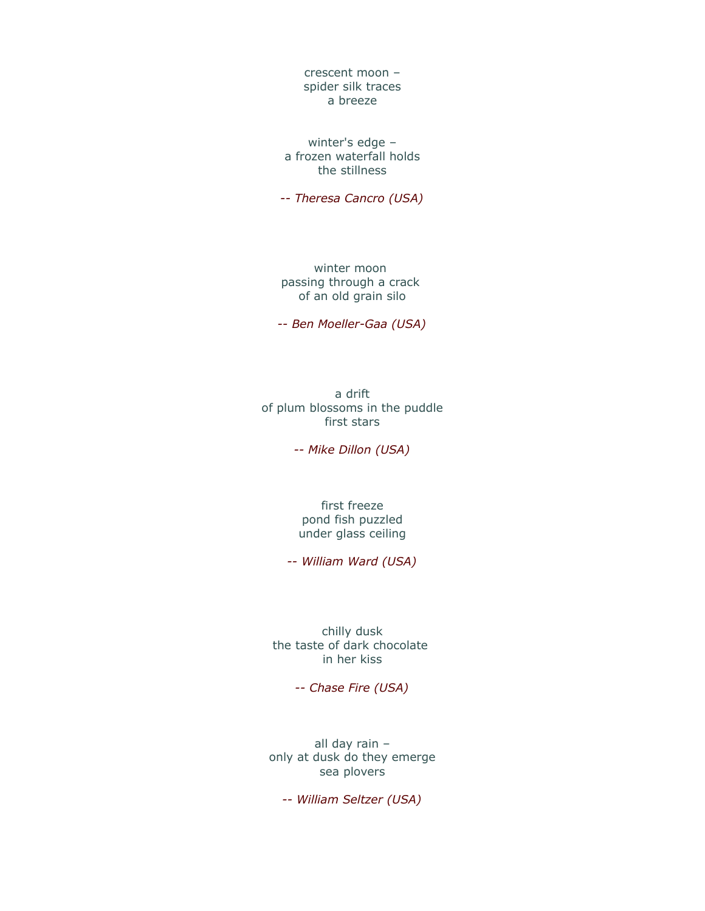crescent moon –
spider silk traces
a breeze

winter's edge –
a frozen waterfall holds
the stillness

*-- Theresa Cancro (USA)*

winter moon
passing through a crack
of an old grain silo

*-- Ben Moeller-Gaa (USA)*

a drift
of plum blossoms in the puddle
first stars

*-- Mike Dillon (USA)*

first freeze
pond fish puzzled
under glass ceiling

*-- William Ward (USA)*

chilly dusk
the taste of dark chocolate
in her kiss

*-- Chase Fire (USA)*

all day rain –
only at dusk do they emerge
sea plovers

*-- William Seltzer (USA)*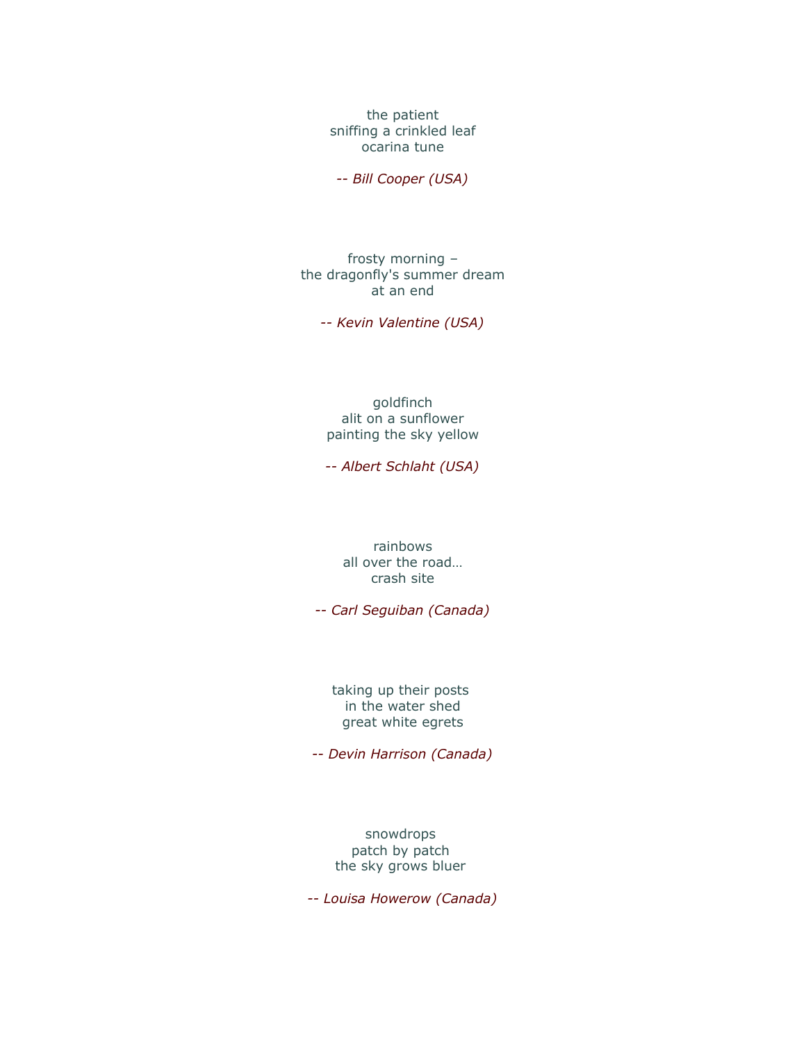the patient  
sniffing a crinkled leaf  
ocarina tune

*-- Bill Cooper (USA)*

frosty morning –  
the dragonfly's summer dream  
at an end

*-- Kevin Valentine (USA)*

goldfinch  
alit on a sunflower  
painting the sky yellow

*-- Albert Schlaht (USA)*

rainbows  
all over the road…  
crash site

*-- Carl Seguiban (Canada)*

taking up their posts  
in the water shed  
great white egrets

*-- Devin Harrison (Canada)*

snowdrops  
patch by patch  
the sky grows bluer

*-- Louisa Howerow (Canada)*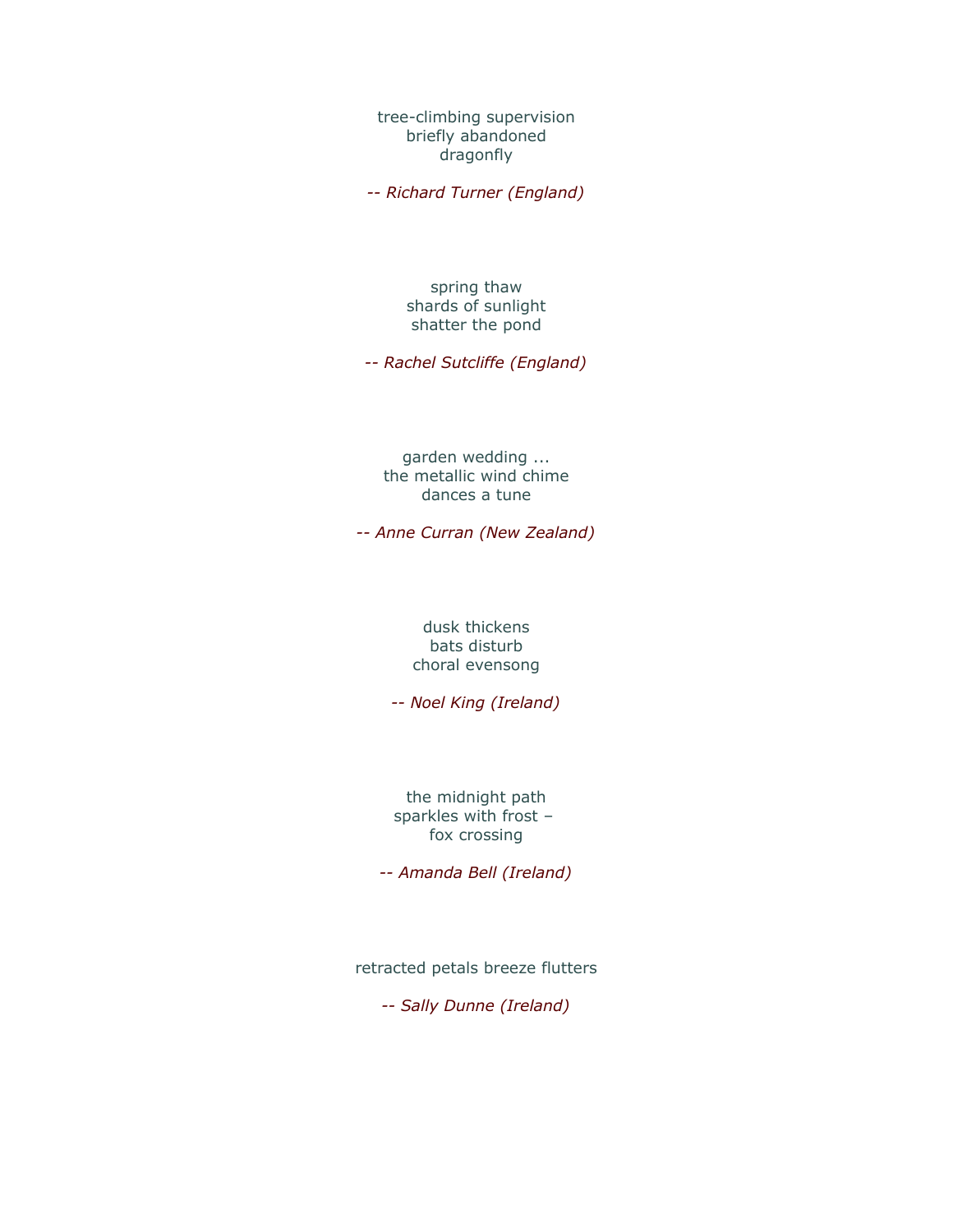tree-climbing supervision  
briefly abandoned  
dragonfly

*-- Richard Turner (England)*

spring thaw  
shards of sunlight  
shatter the pond

*-- Rachel Sutcliffe (England)*

garden wedding ...  
the metallic wind chime  
dances a tune

*-- Anne Curran (New Zealand)*

dusk thickens  
bats disturb  
choral evensong

*-- Noel King (Ireland)*

the midnight path  
sparkles with frost –  
fox crossing

*-- Amanda Bell (Ireland)*

retracted petals breeze flutters

*-- Sally Dunne (Ireland)*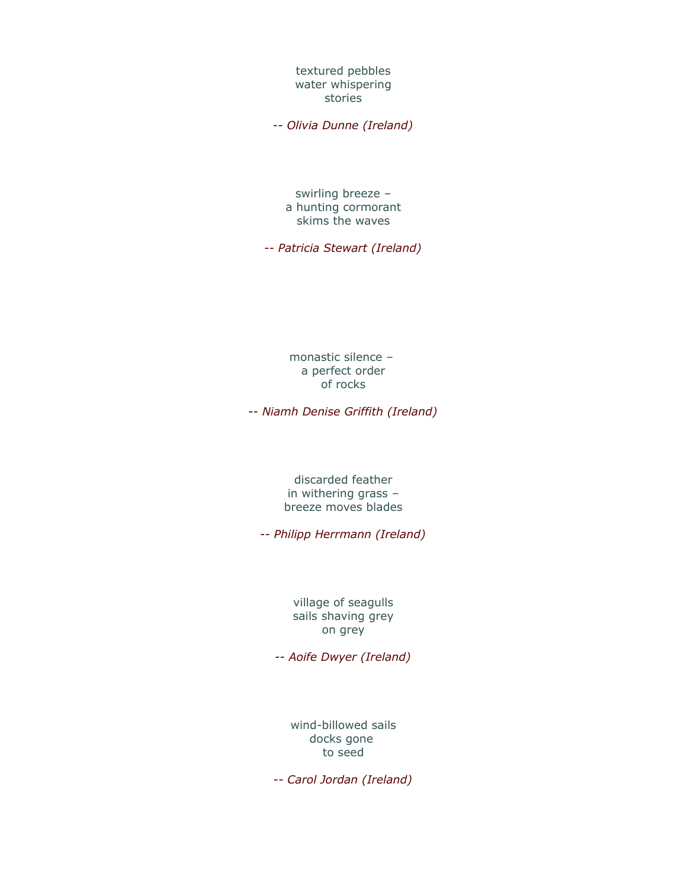textured pebbles  
water whispering  
stories

*-- Olivia Dunne (Ireland)*

swirling breeze –  
a hunting cormorant  
skims the waves

*-- Patricia Stewart (Ireland)*

monastic silence –  
a perfect order  
of rocks

*-- Niamh Denise Griffith (Ireland)*

discarded feather  
in withering grass –  
breeze moves blades

*-- Philipp Herrmann (Ireland)*

village of seagulls  
sails shaving grey  
on grey

*-- Aoife Dwyer (Ireland)*

wind-billowed sails  
docks gone  
to seed

*-- Carol Jordan (Ireland)*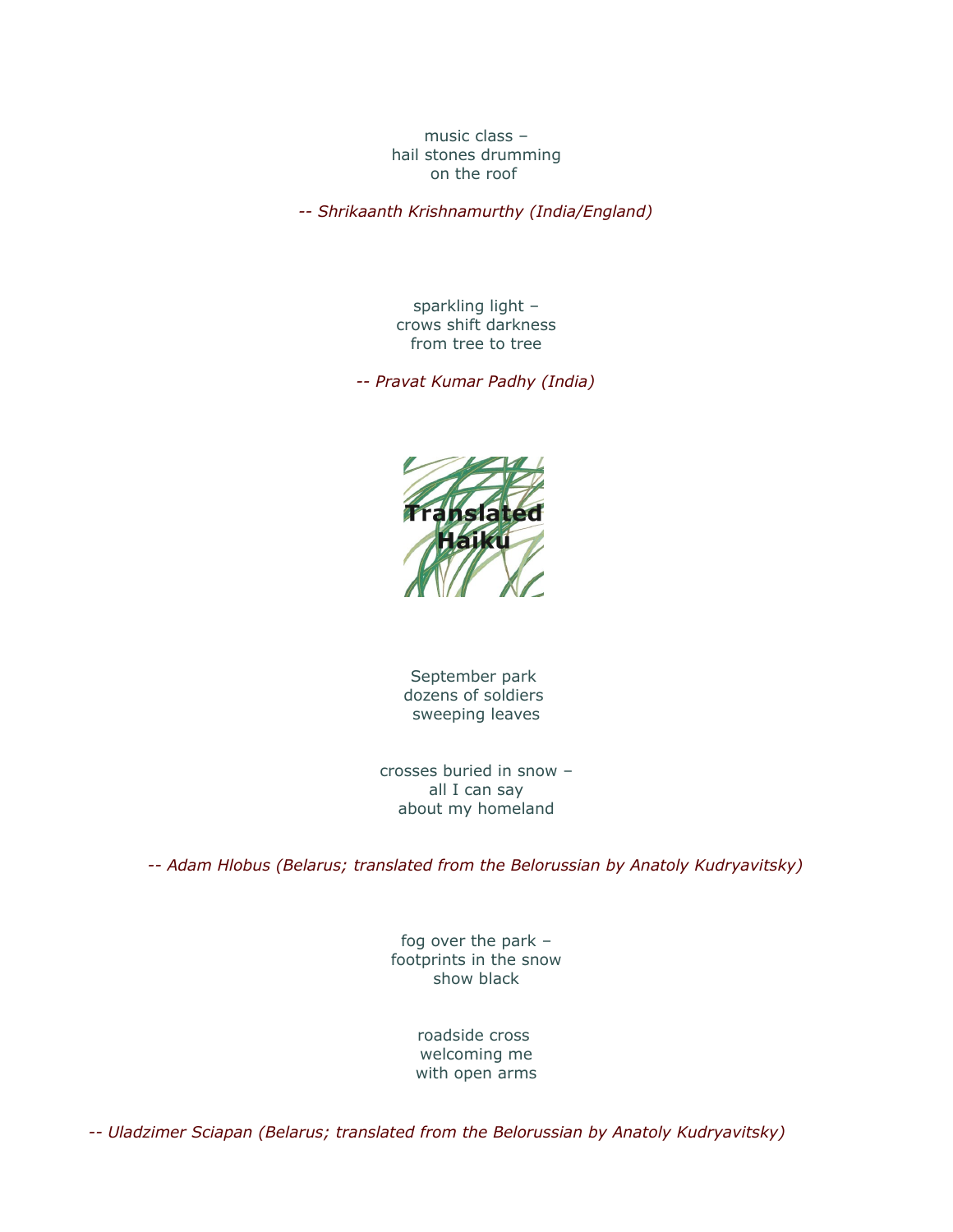music class –
hail stones drumming
on the roof

*-- Shrikaanth Krishnamurthy (India/England)*

sparkling light –
crows shift darkness
from tree to tree

*-- Pravat Kumar Padhy (India)*

**Translated Haiku**

September park
dozens of soldiers
sweeping leaves

crosses buried in snow –
all I can say
about my homeland

*-- Adam Hlobus (Belarus; translated from the Belorussian by Anatoly Kudryavitsky)*

fog over the park –
footprints in the snow
show black

roadside cross
welcoming me
with open arms

*-- Uladzimer Sciapan (Belarus; translated from the Belorussian by Anatoly Kudryavitsky)*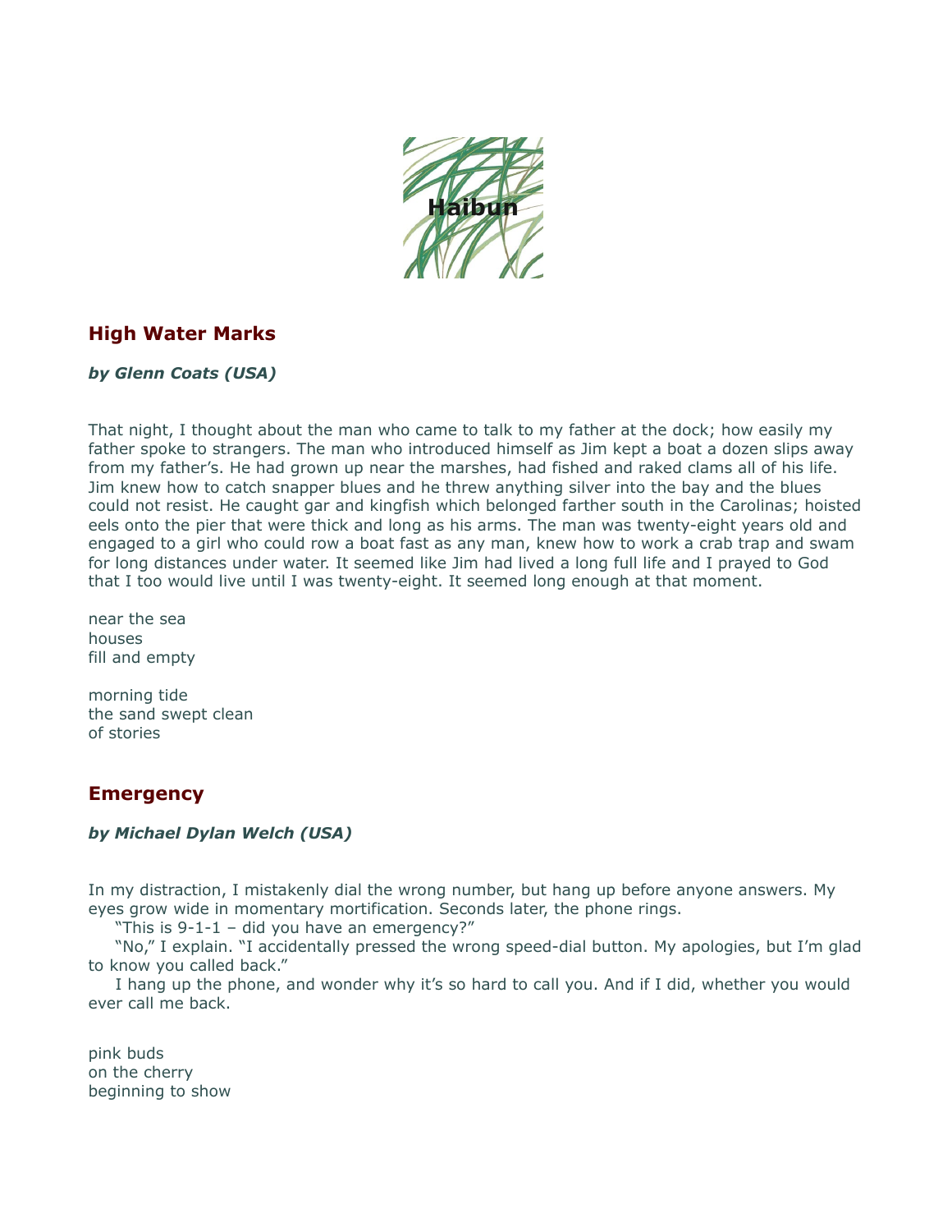Haibun

## High Water Marks

***by Glenn Coats (USA)***

That night, I thought about the man who came to talk to my father at the dock; how easily my father spoke to strangers. The man who introduced himself as Jim kept a boat a dozen slips away from my father's. He had grown up near the marshes, had fished and raked clams all of his life. Jim knew how to catch snapper blues and he threw anything silver into the bay and the blues could not resist. He caught gar and kingfish which belonged farther south in the Carolinas; hoisted eels onto the pier that were thick and long as his arms. The man was twenty-eight years old and engaged to a girl who could row a boat fast as any man, knew how to work a crab trap and swam for long distances under water. It seemed like Jim had lived a long full life and I prayed to God that I too would live until I was twenty-eight. It seemed long enough at that moment.

near the sea  
houses  
fill and empty

morning tide  
the sand swept clean  
of stories

## Emergency

***by Michael Dylan Welch (USA)***

In my distraction, I mistakenly dial the wrong number, but hang up before anyone answers. My eyes grow wide in momentary mortification. Seconds later, the phone rings.

"This is 9-1-1 – did you have an emergency?"

"No," I explain. "I accidentally pressed the wrong speed-dial button. My apologies, but I'm glad to know you called back."

I hang up the phone, and wonder why it's so hard to call you. And if I did, whether you would ever call me back.

pink buds  
on the cherry  
beginning to show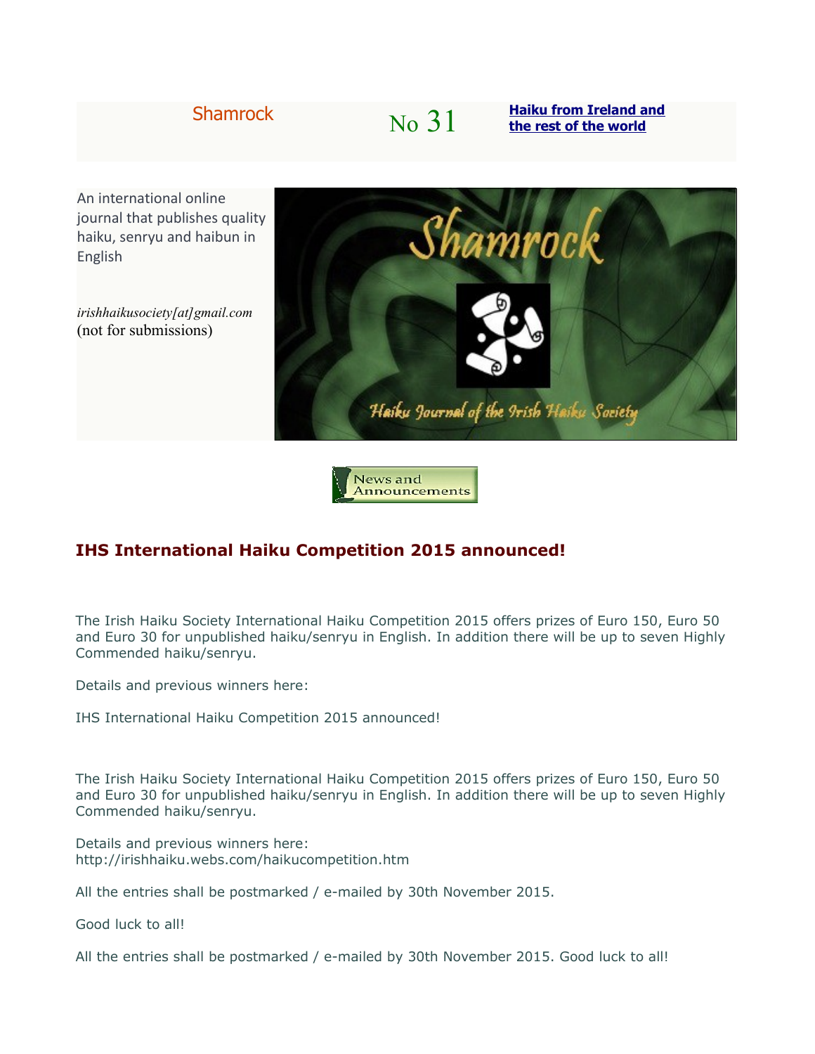Shamrock No 31 **Haiku from Ireland and the rest of the world**

An international online journal that publishes quality haiku, senryu and haibun in English

*irishhaikusociety[at]gmail.com*
(not for submissions)

News and Announcements

## IHS International Haiku Competition 2015 announced!

The Irish Haiku Society International Haiku Competition 2015 offers prizes of Euro 150, Euro 50 and Euro 30 for unpublished haiku/senryu in English. In addition there will be up to seven Highly Commended haiku/senryu.

Details and previous winners here:

IHS International Haiku Competition 2015 announced!

The Irish Haiku Society International Haiku Competition 2015 offers prizes of Euro 150, Euro 50 and Euro 30 for unpublished haiku/senryu in English. In addition there will be up to seven Highly Commended haiku/senryu.

Details and previous winners here:
http://irishhaiku.webs.com/haikucompetition.htm

All the entries shall be postmarked / e-mailed by 30th November 2015.

Good luck to all!

All the entries shall be postmarked / e-mailed by 30th November 2015. Good luck to all!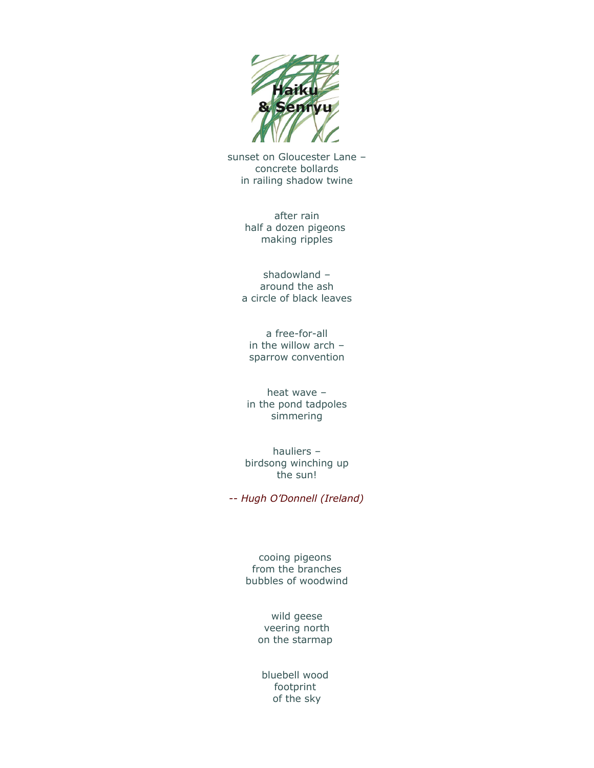# Haiku & Senryu

sunset on Gloucester Lane –
concrete bollards
in railing shadow twine

after rain
half a dozen pigeons
making ripples

shadowland –
around the ash
a circle of black leaves

a free-for-all
in the willow arch –
sparrow convention

heat wave –
in the pond tadpoles
simmering

hauliers –
birdsong winching up
the sun!

*-- Hugh O'Donnell (Ireland)*

cooing pigeons
from the branches
bubbles of woodwind

wild geese
veering north
on the starmap

bluebell wood
footprint
of the sky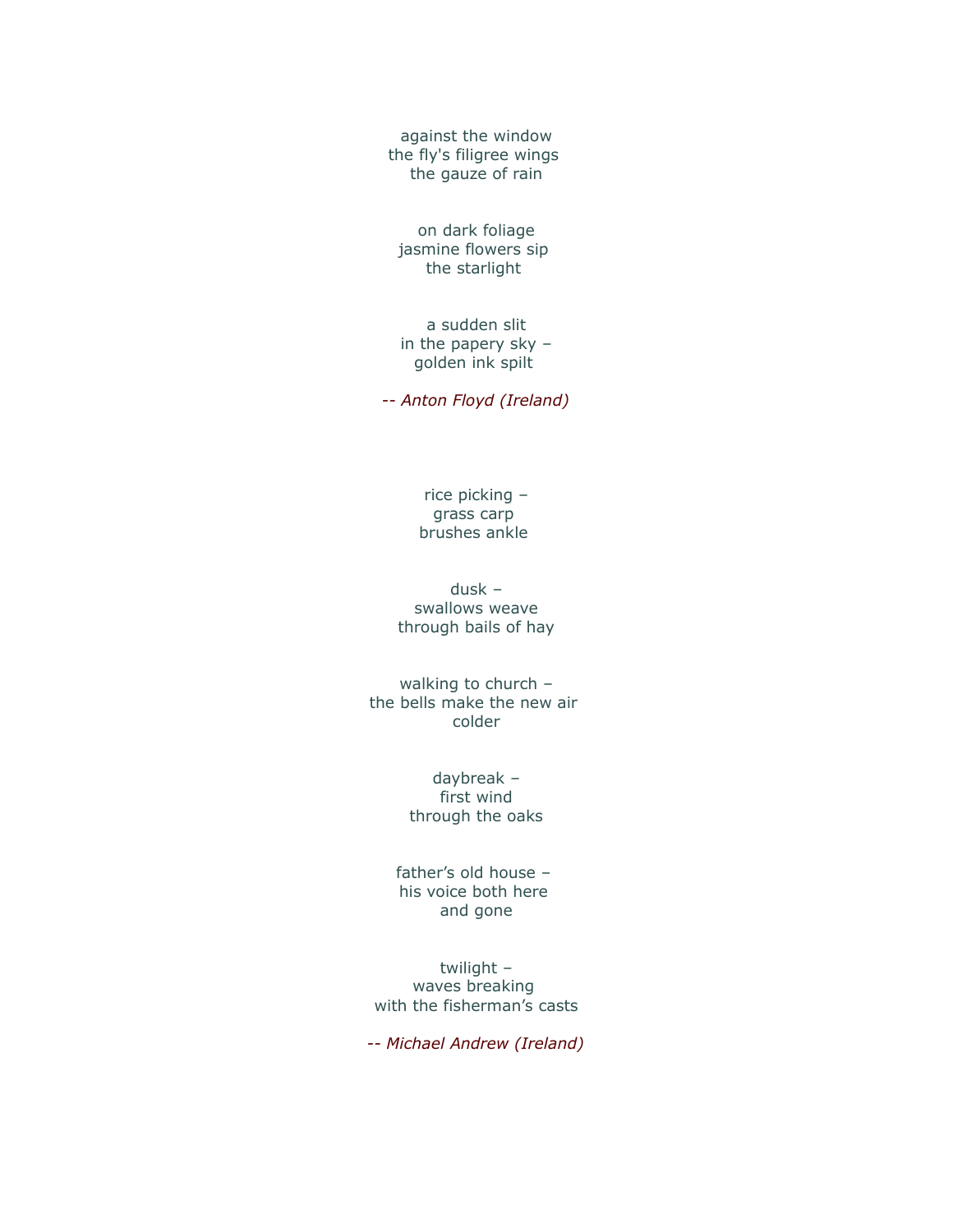against the window  
the fly's filigree wings  
the gauze of rain

on dark foliage  
jasmine flowers sip  
the starlight

a sudden slit  
in the papery sky –  
golden ink spilt

*-- Anton Floyd (Ireland)*

rice picking –  
grass carp  
brushes ankle

dusk –  
swallows weave  
through bails of hay

walking to church –  
the bells make the new air  
colder

daybreak –  
first wind  
through the oaks

father’s old house –  
his voice both here  
and gone

twilight –  
waves breaking  
with the fisherman’s casts

*-- Michael Andrew (Ireland)*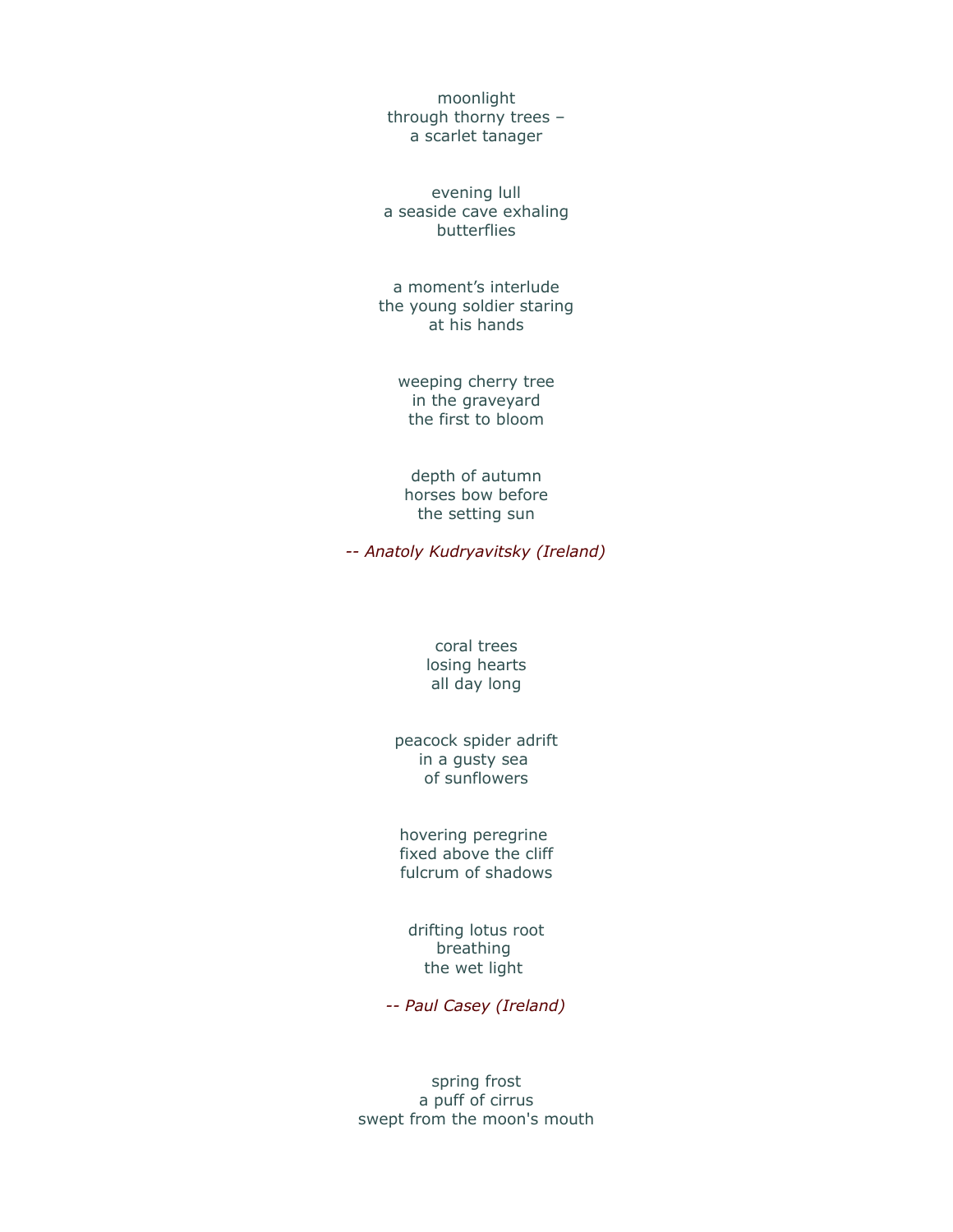moonlight  
through thorny trees –  
a scarlet tanager

evening lull  
a seaside cave exhaling  
butterflies

a moment’s interlude  
the young soldier staring  
at his hands

weeping cherry tree  
in the graveyard  
the first to bloom

depth of autumn  
horses bow before  
the setting sun

*-- Anatoly Kudryavitsky (Ireland)*

coral trees  
losing hearts  
all day long

peacock spider adrift  
in a gusty sea  
of sunflowers

hovering peregrine  
fixed above the cliff  
fulcrum of shadows

drifting lotus root  
breathing  
the wet light

*-- Paul Casey (Ireland)*

spring frost  
a puff of cirrus  
swept from the moon's mouth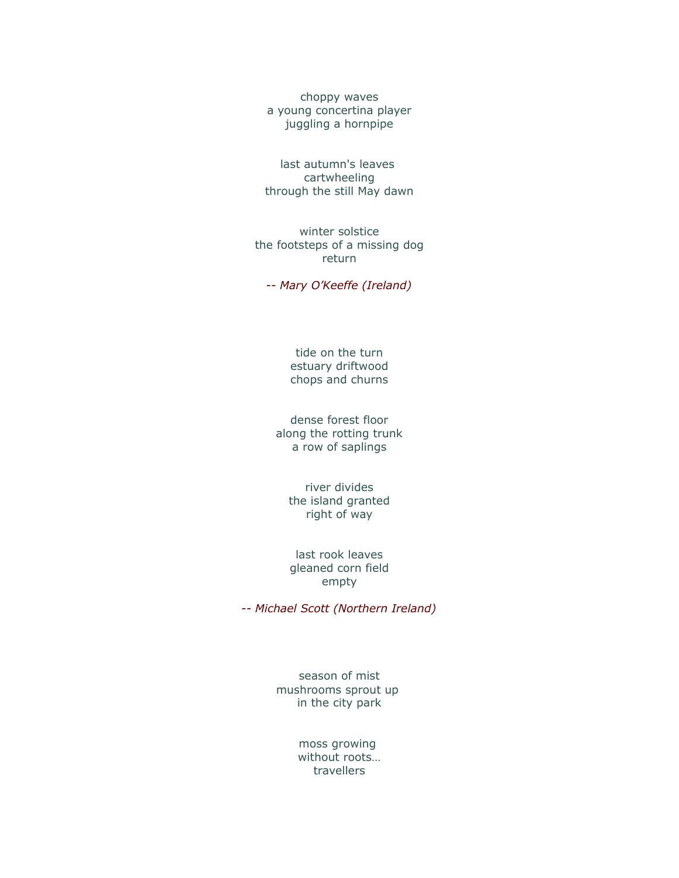choppy waves  
a young concertina player  
juggling a hornpipe

last autumn's leaves  
cartwheeling  
through the still May dawn

winter solstice  
the footsteps of a missing dog  
return

*-- Mary O'Keeffe (Ireland)*

tide on the turn  
estuary driftwood  
chops and churns

dense forest floor  
along the rotting trunk  
a row of saplings

river divides  
the island granted  
right of way

last rook leaves  
gleaned corn field  
empty

*-- Michael Scott (Northern Ireland)*

season of mist  
mushrooms sprout up  
in the city park

moss growing  
without roots…  
travellers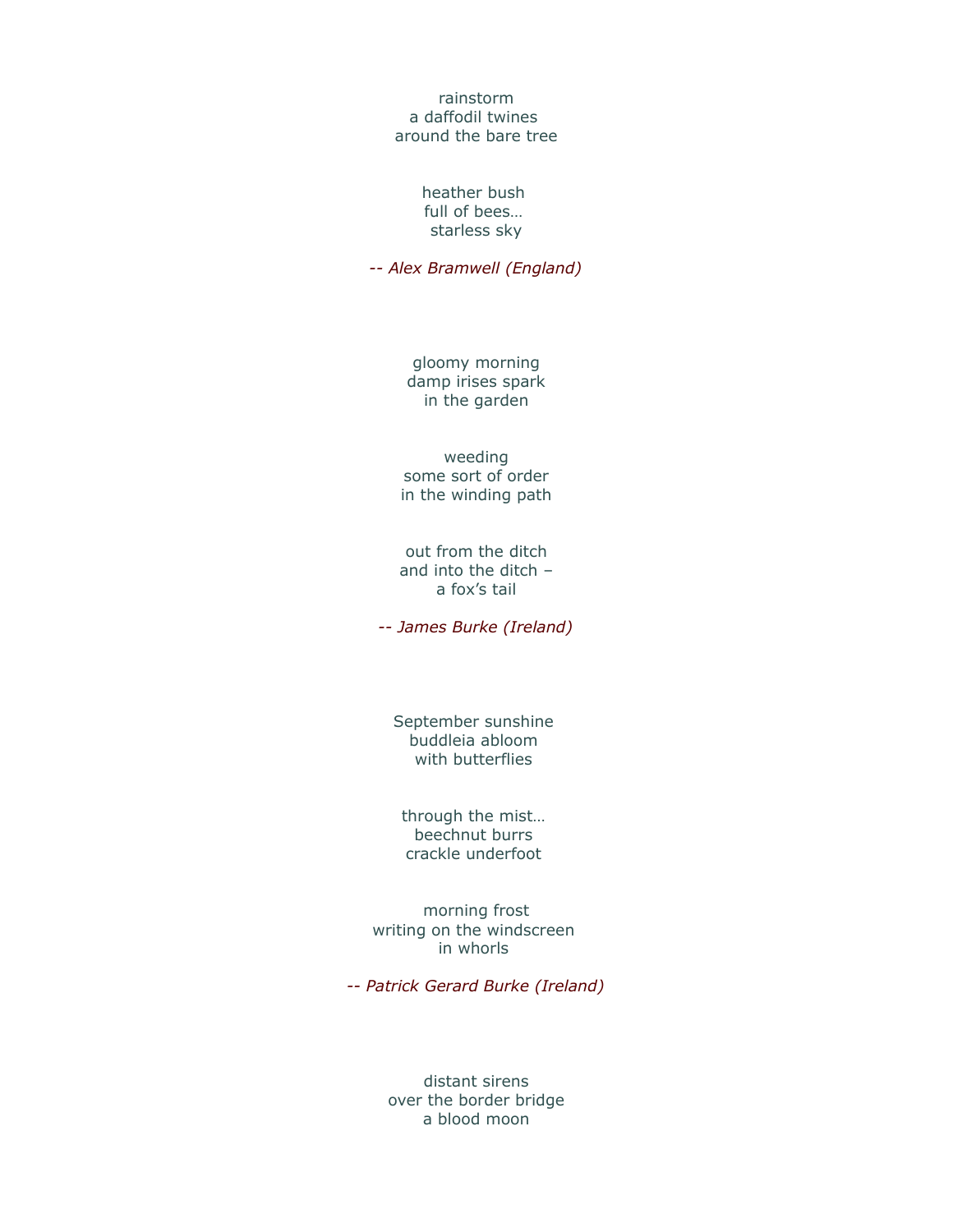rainstorm  
a daffodil twines  
around the bare tree

heather bush  
full of bees…  
starless sky

*-- Alex Bramwell (England)*

gloomy morning  
damp irises spark  
in the garden

weeding  
some sort of order  
in the winding path

out from the ditch  
and into the ditch –  
a fox's tail

*-- James Burke (Ireland)*

September sunshine  
buddleia abloom  
with butterflies

through the mist…  
beechnut burrs  
crackle underfoot

morning frost  
writing on the windscreen  
in whorls

*-- Patrick Gerard Burke (Ireland)*

distant sirens  
over the border bridge  
a blood moon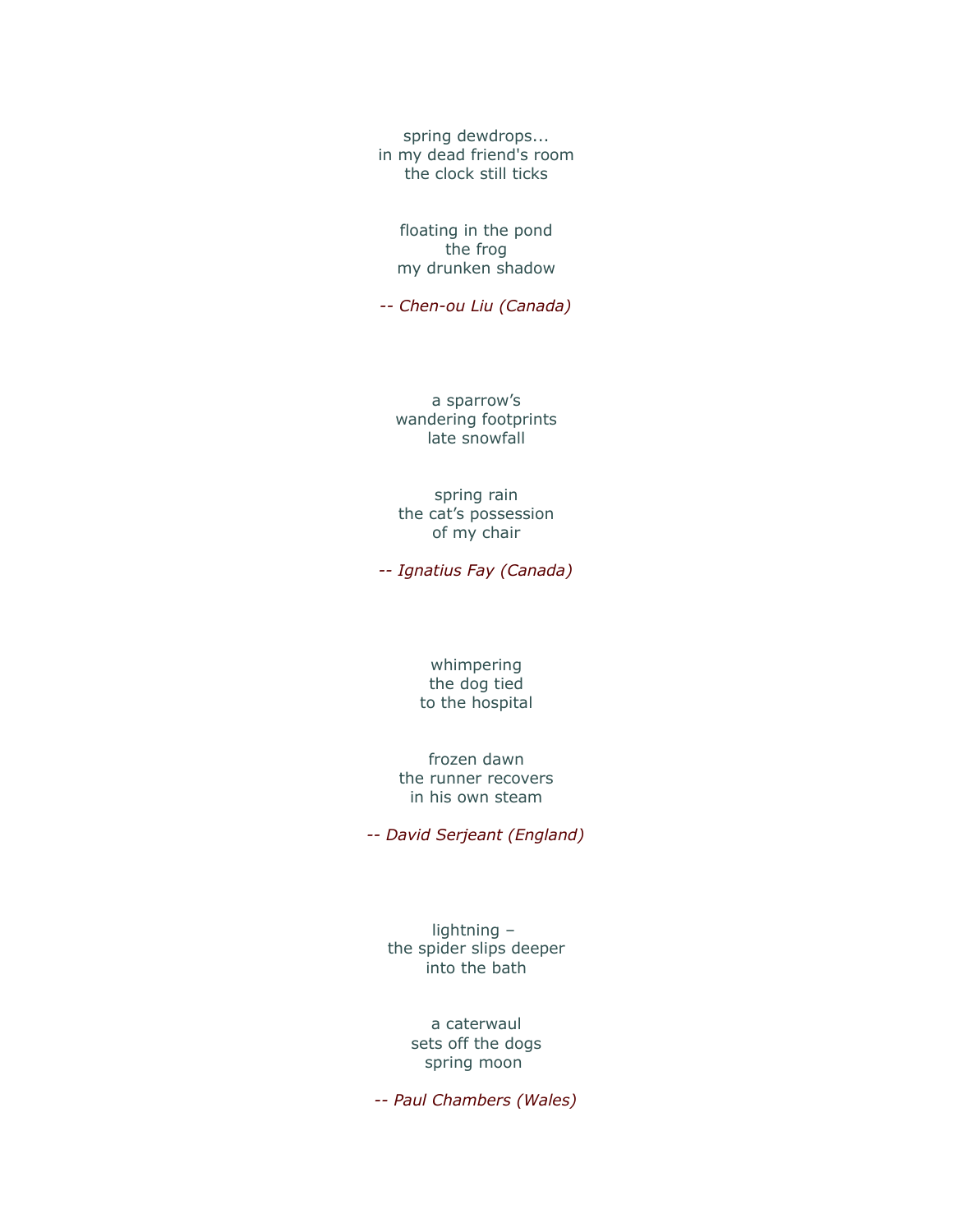spring dewdrops...  
in my dead friend's room  
the clock still ticks

floating in the pond  
the frog  
my drunken shadow

*-- Chen-ou Liu (Canada)*

a sparrow's  
wandering footprints  
late snowfall

spring rain  
the cat's possession  
of my chair

*-- Ignatius Fay (Canada)*

whimpering  
the dog tied  
to the hospital

frozen dawn  
the runner recovers  
in his own steam

*-- David Serjeant (England)*

lightning –  
the spider slips deeper  
into the bath

a caterwaul  
sets off the dogs  
spring moon

*-- Paul Chambers (Wales)*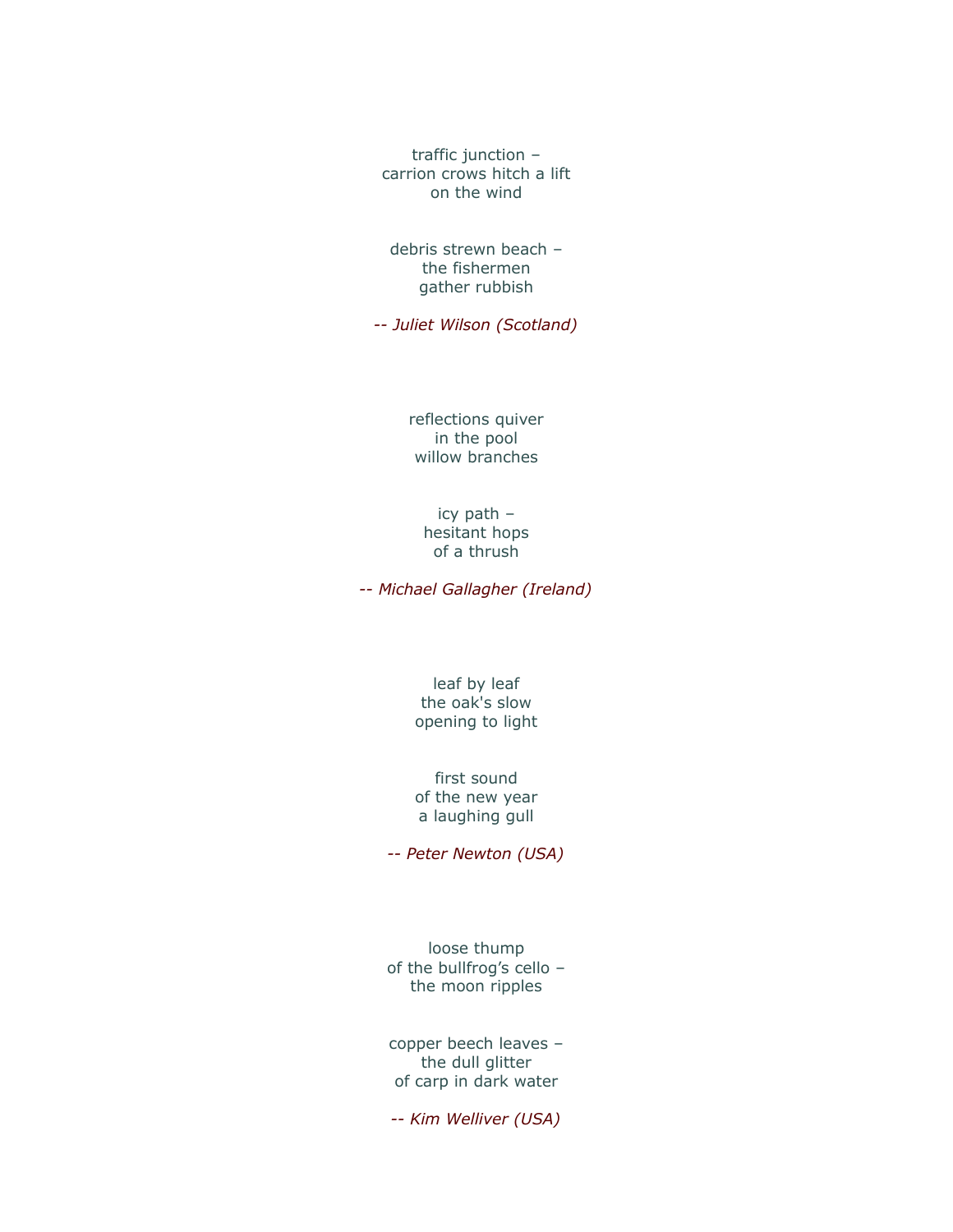traffic junction –  
carrion crows hitch a lift  
on the wind

debris strewn beach –  
the fishermen  
gather rubbish

*-- Juliet Wilson (Scotland)*

reflections quiver  
in the pool  
willow branches

icy path –  
hesitant hops  
of a thrush

*-- Michael Gallagher (Ireland)*

leaf by leaf  
the oak's slow  
opening to light

first sound  
of the new year  
a laughing gull

*-- Peter Newton (USA)*

loose thump  
of the bullfrog's cello –  
the moon ripples

copper beech leaves –  
the dull glitter  
of carp in dark water

*-- Kim Welliver (USA)*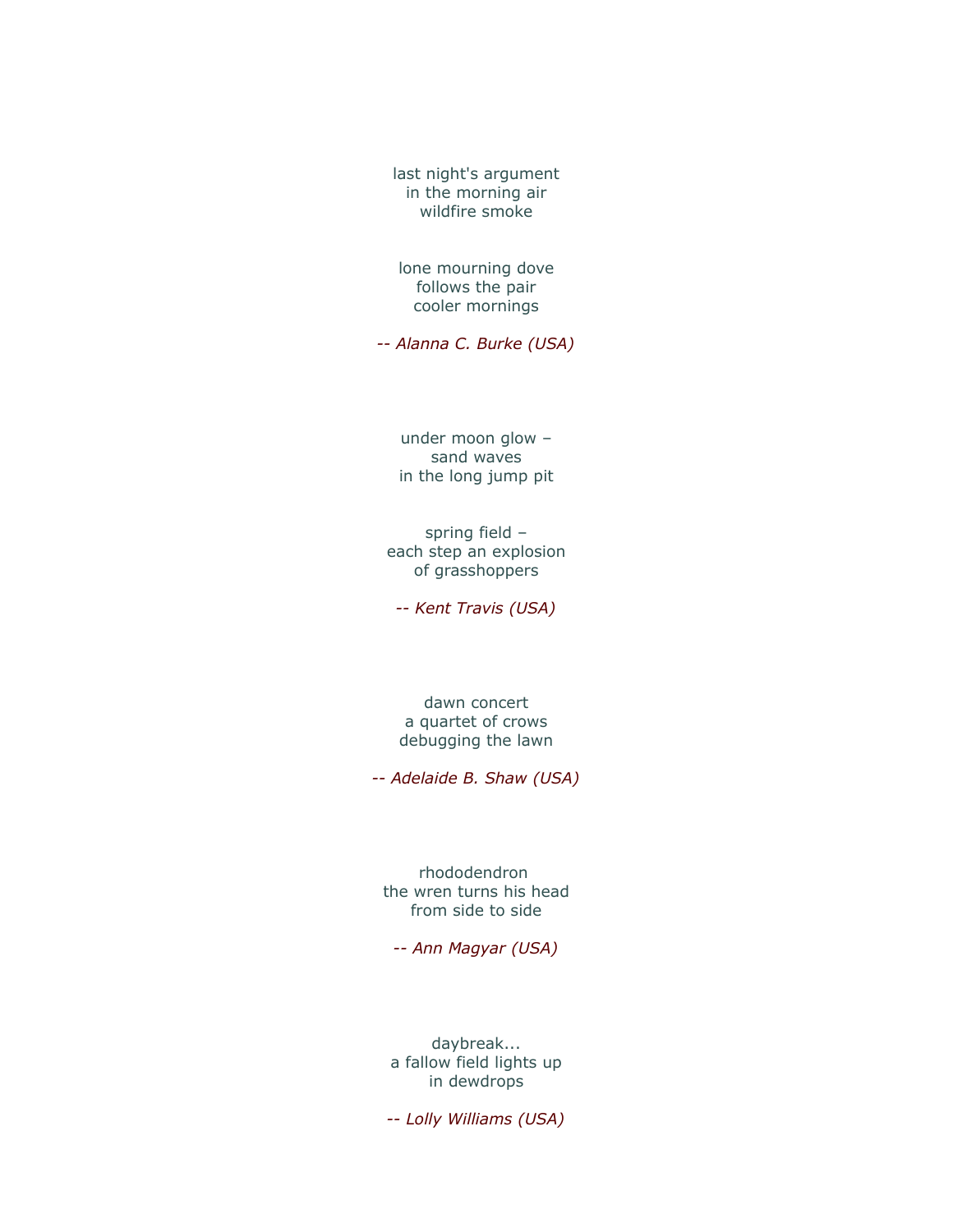last night's argument
in the morning air
wildfire smoke

lone mourning dove
follows the pair
cooler mornings

*-- Alanna C. Burke (USA)*

under moon glow –
sand waves
in the long jump pit

spring field –
each step an explosion
of grasshoppers

*-- Kent Travis (USA)*

dawn concert
a quartet of crows
debugging the lawn

*-- Adelaide B. Shaw (USA)*

rhododendron
the wren turns his head
from side to side

*-- Ann Magyar (USA)*

daybreak...
a fallow field lights up
in dewdrops

*-- Lolly Williams (USA)*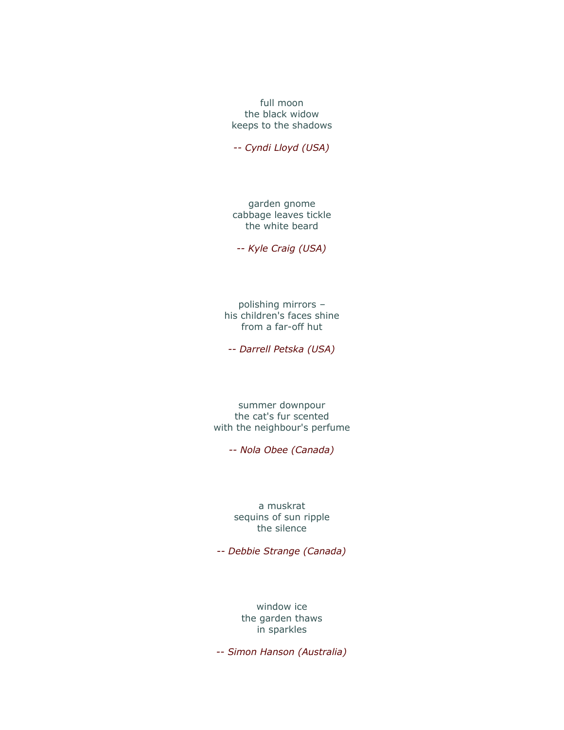full moon
the black widow
keeps to the shadows

*-- Cyndi Lloyd (USA)*

garden gnome
cabbage leaves tickle
the white beard

*-- Kyle Craig (USA)*

polishing mirrors –
his children's faces shine
from a far-off hut

*-- Darrell Petska (USA)*

summer downpour
the cat's fur scented
with the neighbour's perfume

*-- Nola Obee (Canada)*

a muskrat
sequins of sun ripple
the silence

*-- Debbie Strange (Canada)*

window ice
the garden thaws
in sparkles

*-- Simon Hanson (Australia)*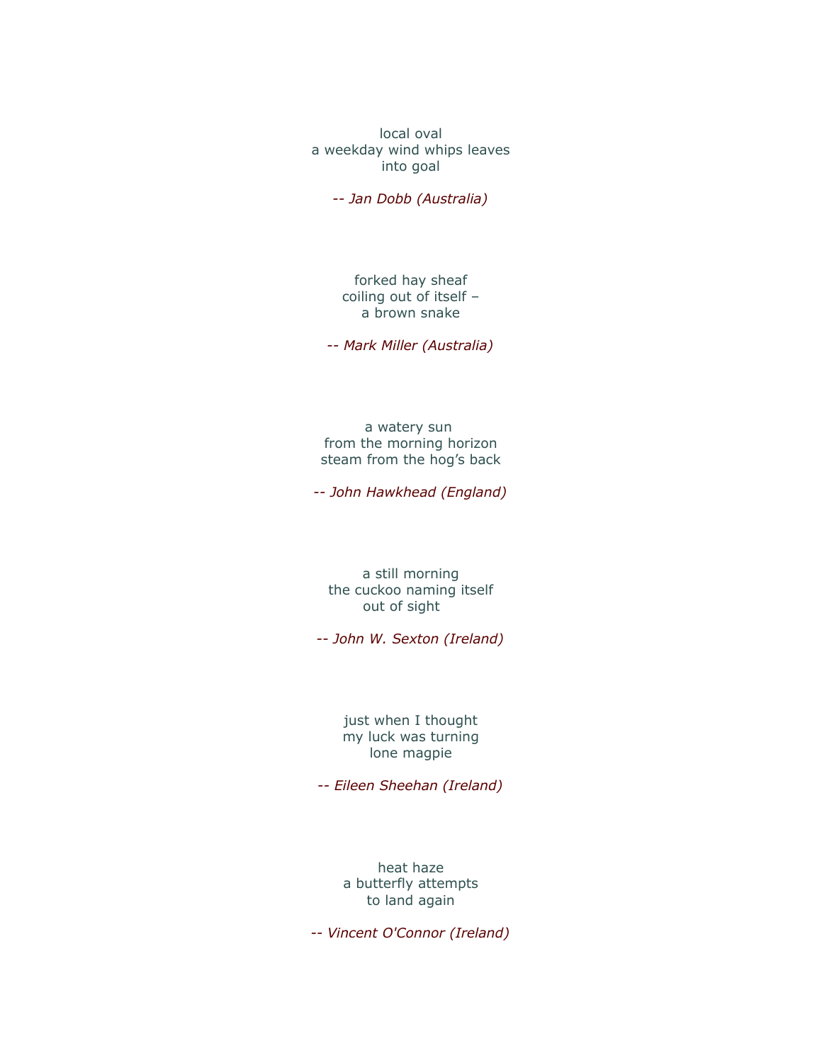local oval  
a weekday wind whips leaves  
into goal

*-- Jan Dobb (Australia)*

forked hay sheaf  
coiling out of itself –  
a brown snake

*-- Mark Miller (Australia)*

a watery sun  
from the morning horizon  
steam from the hog's back

*-- John Hawkhead (England)*

a still morning  
the cuckoo naming itself  
out of sight

*-- John W. Sexton (Ireland)*

just when I thought  
my luck was turning  
lone magpie

*-- Eileen Sheehan (Ireland)*

heat haze  
a butterfly attempts  
to land again

*-- Vincent O'Connor (Ireland)*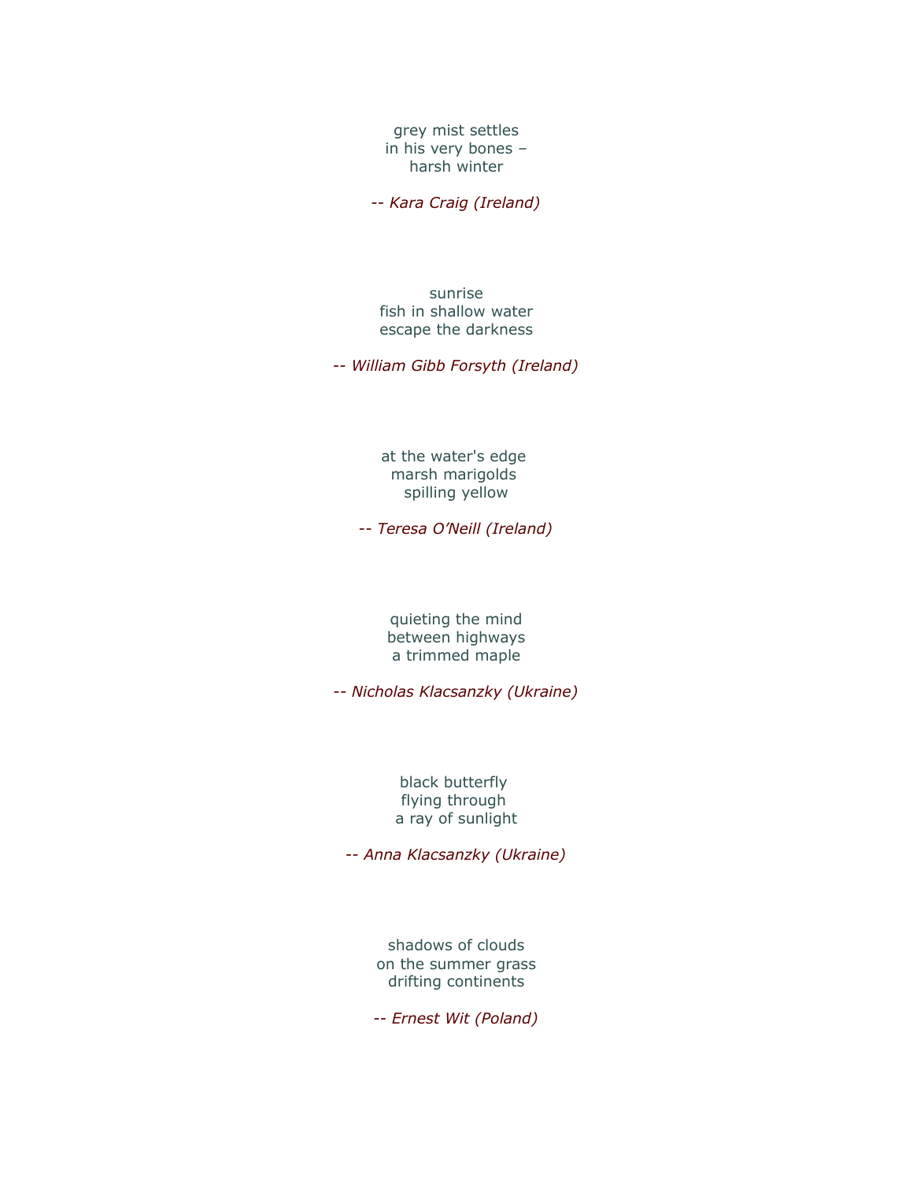grey mist settles  
in his very bones –  
harsh winter

*-- Kara Craig (Ireland)*

sunrise  
fish in shallow water  
escape the darkness

*-- William Gibb Forsyth (Ireland)*

at the water's edge  
marsh marigolds  
spilling yellow

*-- Teresa O'Neill (Ireland)*

quieting the mind  
between highways  
a trimmed maple

*-- Nicholas Klacsanzky (Ukraine)*

black butterfly  
flying through  
a ray of sunlight

*-- Anna Klacsanzky (Ukraine)*

shadows of clouds  
on the summer grass  
drifting continents

*-- Ernest Wit (Poland)*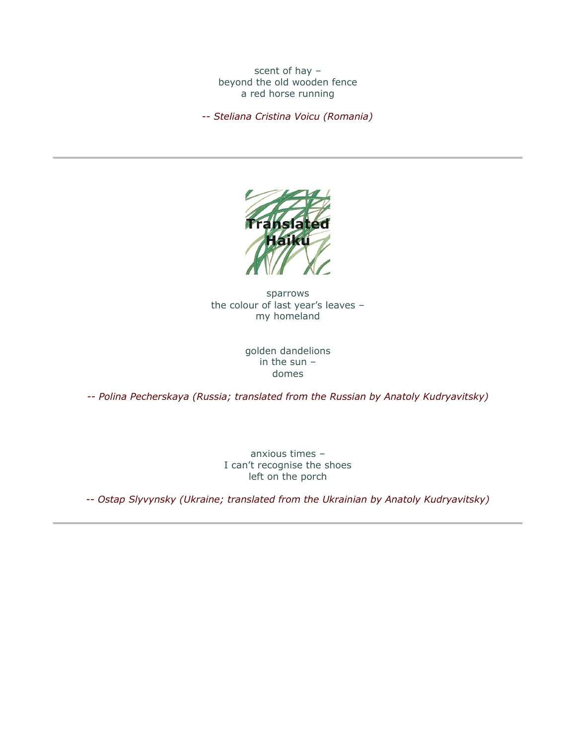scent of hay –
beyond the old wooden fence
a red horse running

*-- Steliana Cristina Voicu (Romania)*

---

**Translated Haiku**

sparrows
the colour of last year's leaves –
my homeland

golden dandelions
in the sun –
domes

*-- Polina Pecherskaya (Russia; translated from the Russian by Anatoly Kudryavitsky)*

anxious times –
I can't recognise the shoes
left on the porch

*-- Ostap Slyvynsky (Ukraine; translated from the Ukrainian by Anatoly Kudryavitsky)*

---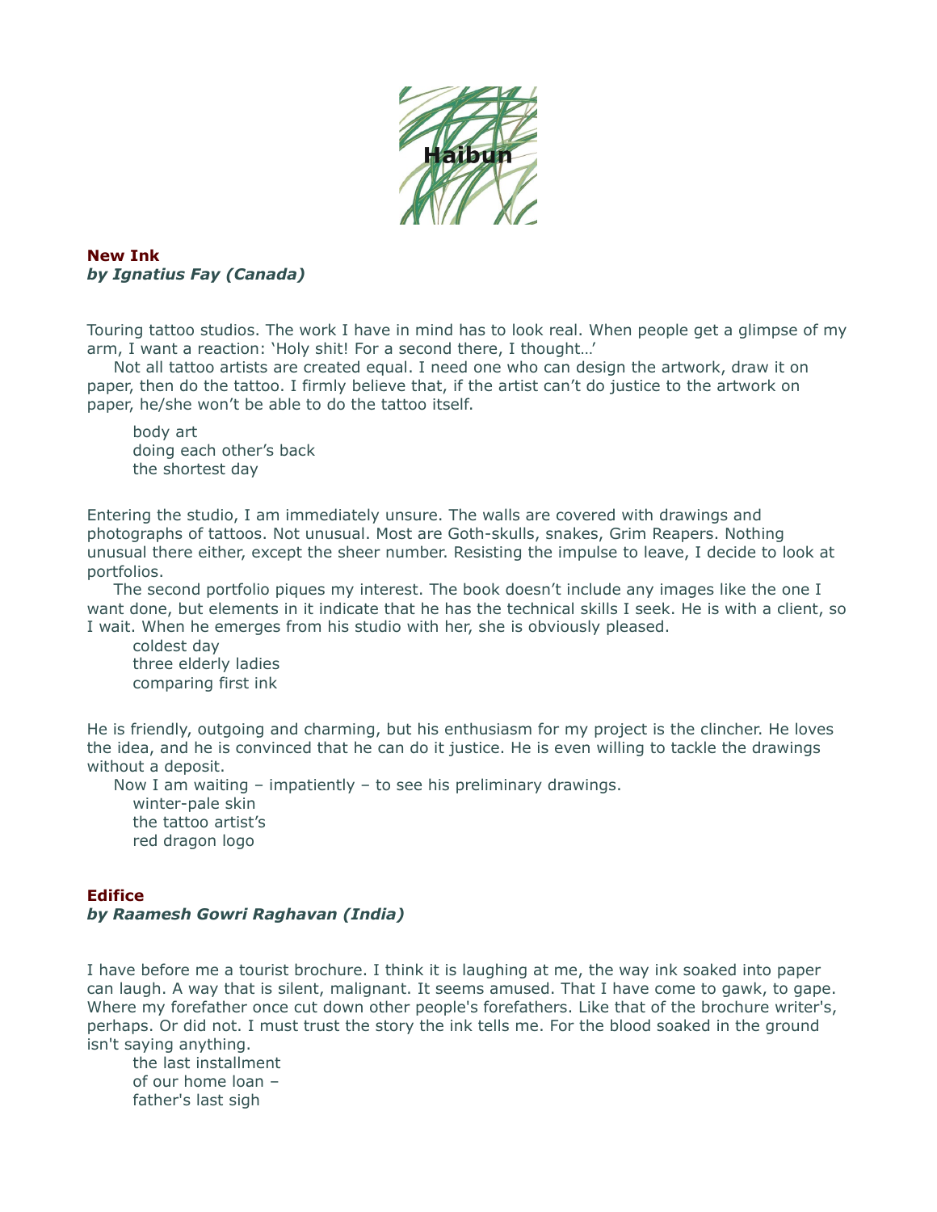# Haibun

**New Ink**
***by Ignatius Fay (Canada)***

Touring tattoo studios. The work I have in mind has to look real. When people get a glimpse of my arm, I want a reaction: 'Holy shit! For a second there, I thought…'

Not all tattoo artists are created equal. I need one who can design the artwork, draw it on paper, then do the tattoo. I firmly believe that, if the artist can't do justice to the artwork on paper, he/she won't be able to do the tattoo itself.

> body art
> doing each other's back
> the shortest day

Entering the studio, I am immediately unsure. The walls are covered with drawings and photographs of tattoos. Not unusual. Most are Goth-skulls, snakes, Grim Reapers. Nothing unusual there either, except the sheer number. Resisting the impulse to leave, I decide to look at portfolios.

The second portfolio piques my interest. The book doesn't include any images like the one I want done, but elements in it indicate that he has the technical skills I seek. He is with a client, so I wait. When he emerges from his studio with her, she is obviously pleased.

> coldest day
> three elderly ladies
> comparing first ink

He is friendly, outgoing and charming, but his enthusiasm for my project is the clincher. He loves the idea, and he is convinced that he can do it justice. He is even willing to tackle the drawings without a deposit.

Now I am waiting – impatiently – to see his preliminary drawings.

> winter-pale skin
> the tattoo artist's
> red dragon logo

**Edifice**
***by Raamesh Gowri Raghavan (India)***

I have before me a tourist brochure. I think it is laughing at me, the way ink soaked into paper can laugh. A way that is silent, malignant. It seems amused. That I have come to gawk, to gape. Where my forefather once cut down other people's forefathers. Like that of the brochure writer's, perhaps. Or did not. I must trust the story the ink tells me. For the blood soaked in the ground isn't saying anything.

> the last installment
> of our home loan –
> father's last sigh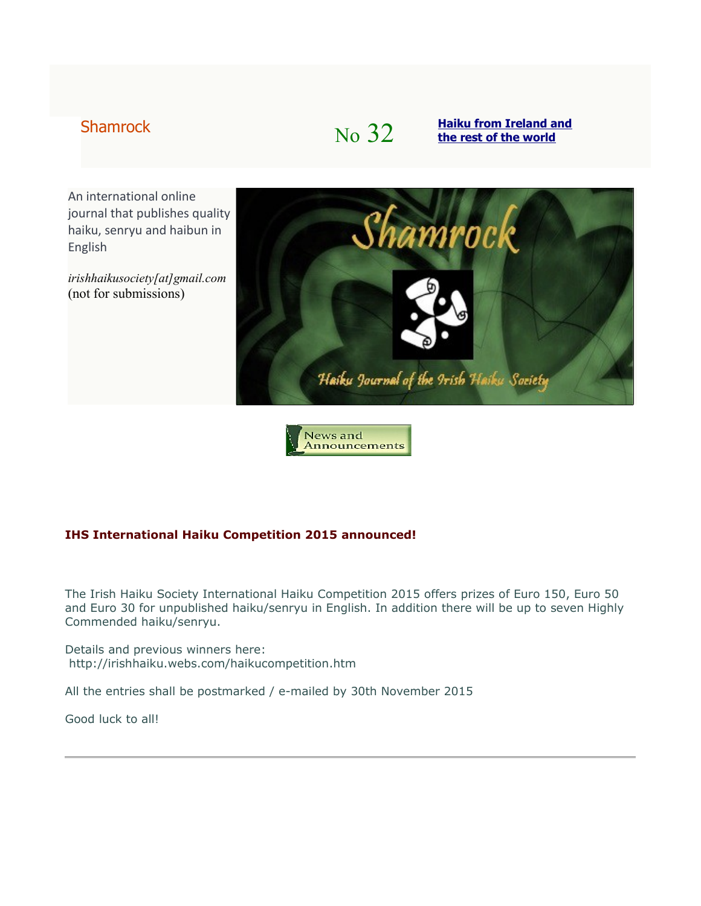Shamrock

No 32

**Haiku from Ireland and the rest of the world**

An international online journal that publishes quality haiku, senryu and haibun in English

*irishhaikusociety[at]gmail.com* (not for submissions)

News and Announcements

**IHS International Haiku Competition 2015 announced!**

The Irish Haiku Society International Haiku Competition 2015 offers prizes of Euro 150, Euro 50 and Euro 30 for unpublished haiku/senryu in English. In addition there will be up to seven Highly Commended haiku/senryu.

Details and previous winners here:
http://irishhaiku.webs.com/haikucompetition.htm

All the entries shall be postmarked / e-mailed by 30th November 2015

Good luck to all!

---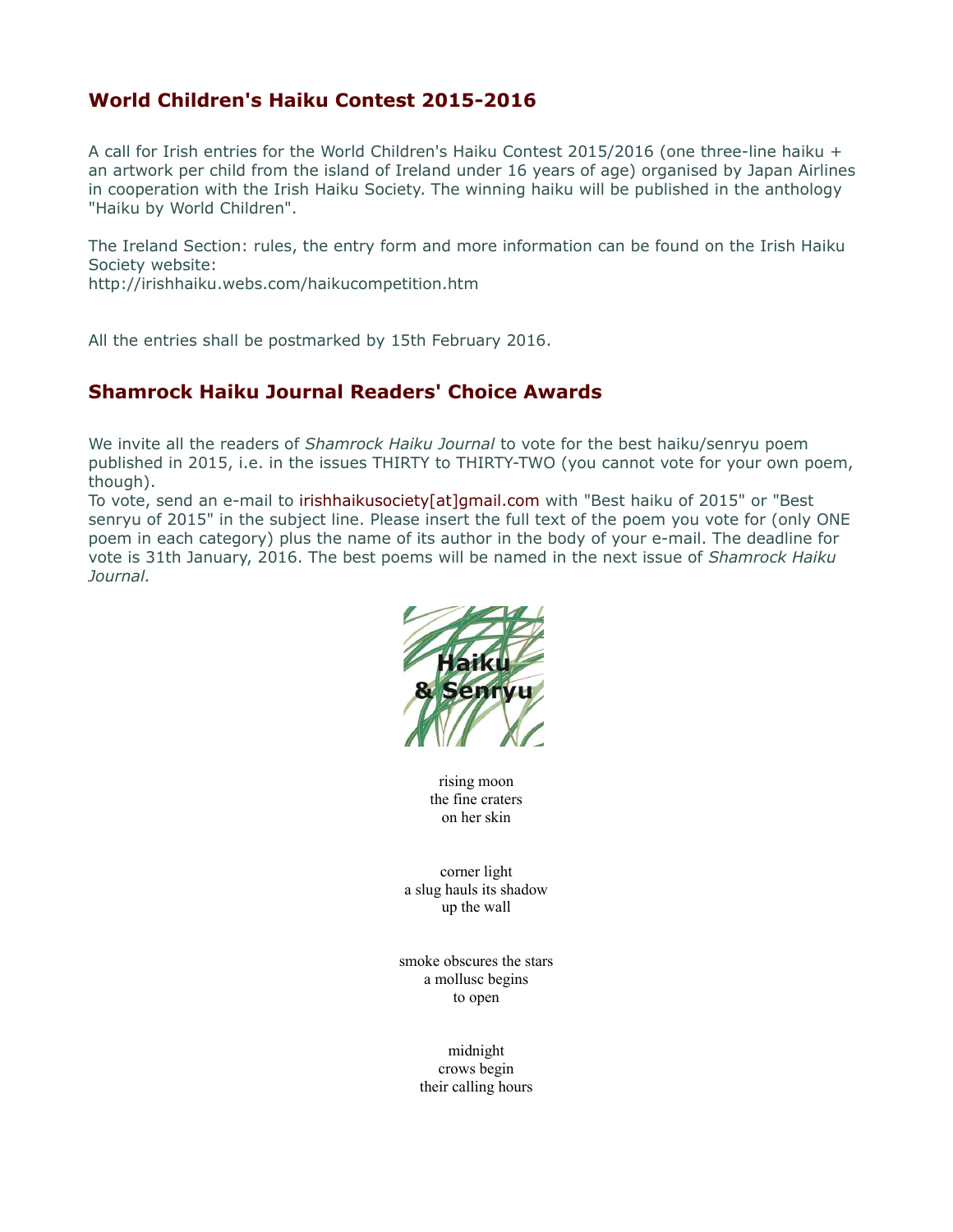## World Children's Haiku Contest 2015-2016

A call for Irish entries for the World Children's Haiku Contest 2015/2016 (one three-line haiku + an artwork per child from the island of Ireland under 16 years of age) organised by Japan Airlines in cooperation with the Irish Haiku Society. The winning haiku will be published in the anthology "Haiku by World Children".

The Ireland Section: rules, the entry form and more information can be found on the Irish Haiku Society website:
http://irishhaiku.webs.com/haikucompetition.htm

All the entries shall be postmarked by 15th February 2016.

## Shamrock Haiku Journal Readers' Choice Awards

We invite all the readers of *Shamrock Haiku Journal* to vote for the best haiku/senryu poem published in 2015, i.e. in the issues THIRTY to THIRTY-TWO (you cannot vote for your own poem, though).
To vote, send an e-mail to irishhaikusociety[at]gmail.com with "Best haiku of 2015" or "Best senryu of 2015" in the subject line. Please insert the full text of the poem you vote for (only ONE poem in each category) plus the name of its author in the body of your e-mail. The deadline for vote is 31th January, 2016. The best poems will be named in the next issue of *Shamrock Haiku Journal.*

Haiku & Senryu

rising moon
the fine craters
on her skin

corner light
a slug hauls its shadow
up the wall

smoke obscures the stars
a mollusc begins
to open

midnight
crows begin
their calling hours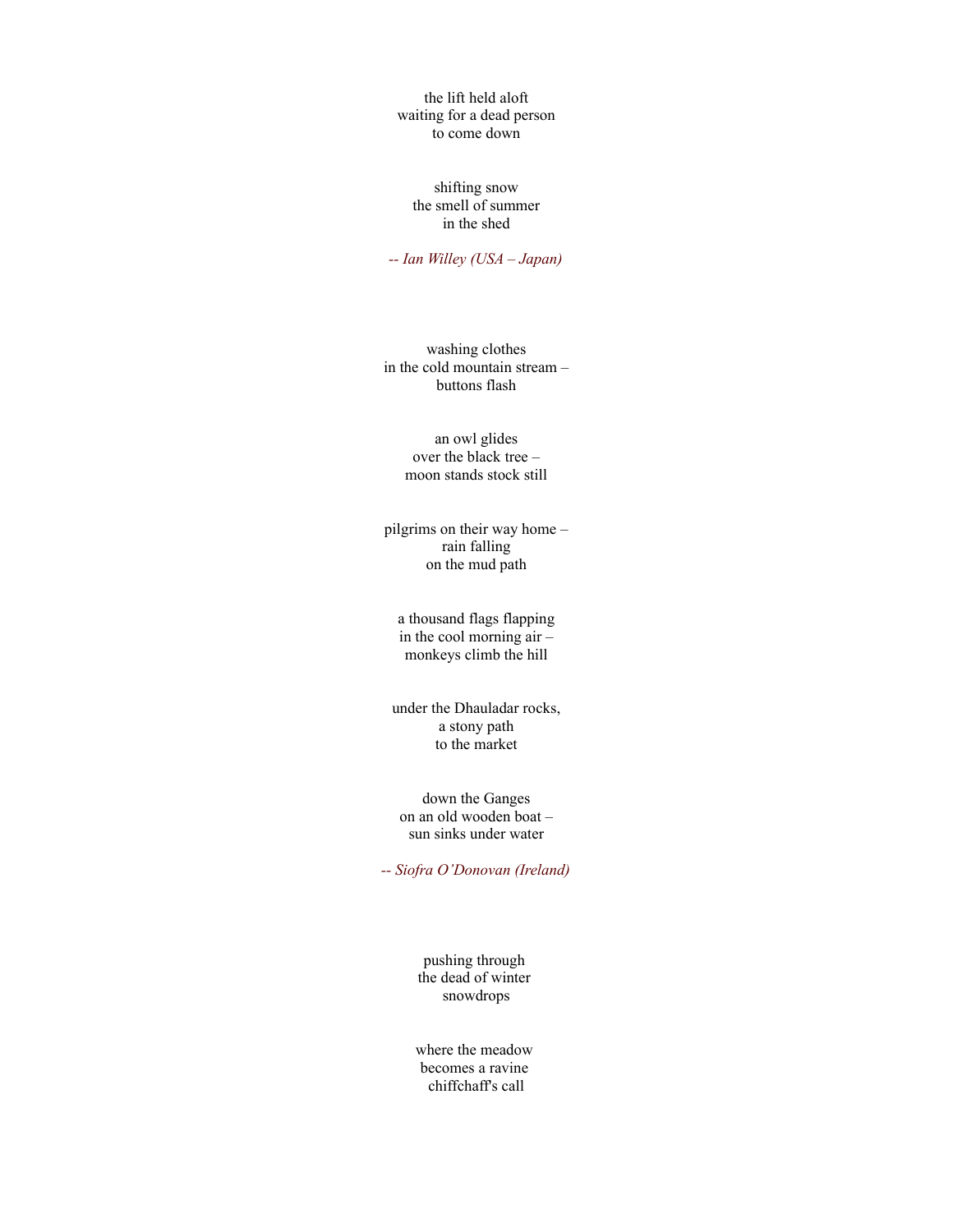the lift held aloft  
waiting for a dead person  
to come down

shifting snow  
the smell of summer  
in the shed

*-- Ian Willey (USA – Japan)*

washing clothes  
in the cold mountain stream –  
buttons flash

an owl glides  
over the black tree –  
moon stands stock still

pilgrims on their way home –  
rain falling  
on the mud path

a thousand flags flapping  
in the cool morning air –  
monkeys climb the hill

under the Dhauladar rocks,  
a stony path  
to the market

down the Ganges  
on an old wooden boat –  
sun sinks under water

*-- Siofra O'Donovan (Ireland)*

pushing through  
the dead of winter  
snowdrops

where the meadow  
becomes a ravine  
chiffchaff's call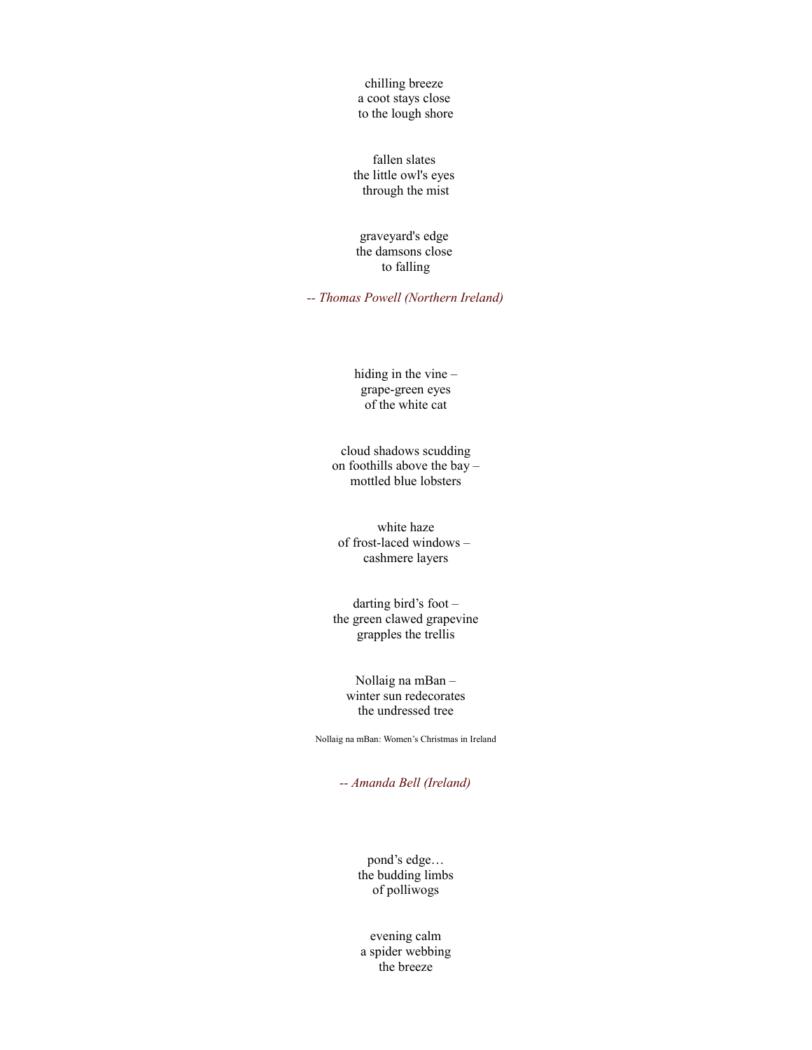chilling breeze  
a coot stays close  
to the lough shore

fallen slates  
the little owl's eyes  
through the mist

graveyard's edge  
the damsons close  
to falling

*-- Thomas Powell (Northern Ireland)*

hiding in the vine –  
grape-green eyes  
of the white cat

cloud shadows scudding  
on foothills above the bay –  
mottled blue lobsters

white haze  
of frost-laced windows –  
cashmere layers

darting bird's foot –  
the green clawed grapevine  
grapples the trellis

Nollaig na mBan –  
winter sun redecorates  
the undressed tree

Nollaig na mBan: Women's Christmas in Ireland

*-- Amanda Bell (Ireland)*

pond's edge…  
the budding limbs  
of polliwogs

evening calm  
a spider webbing  
the breeze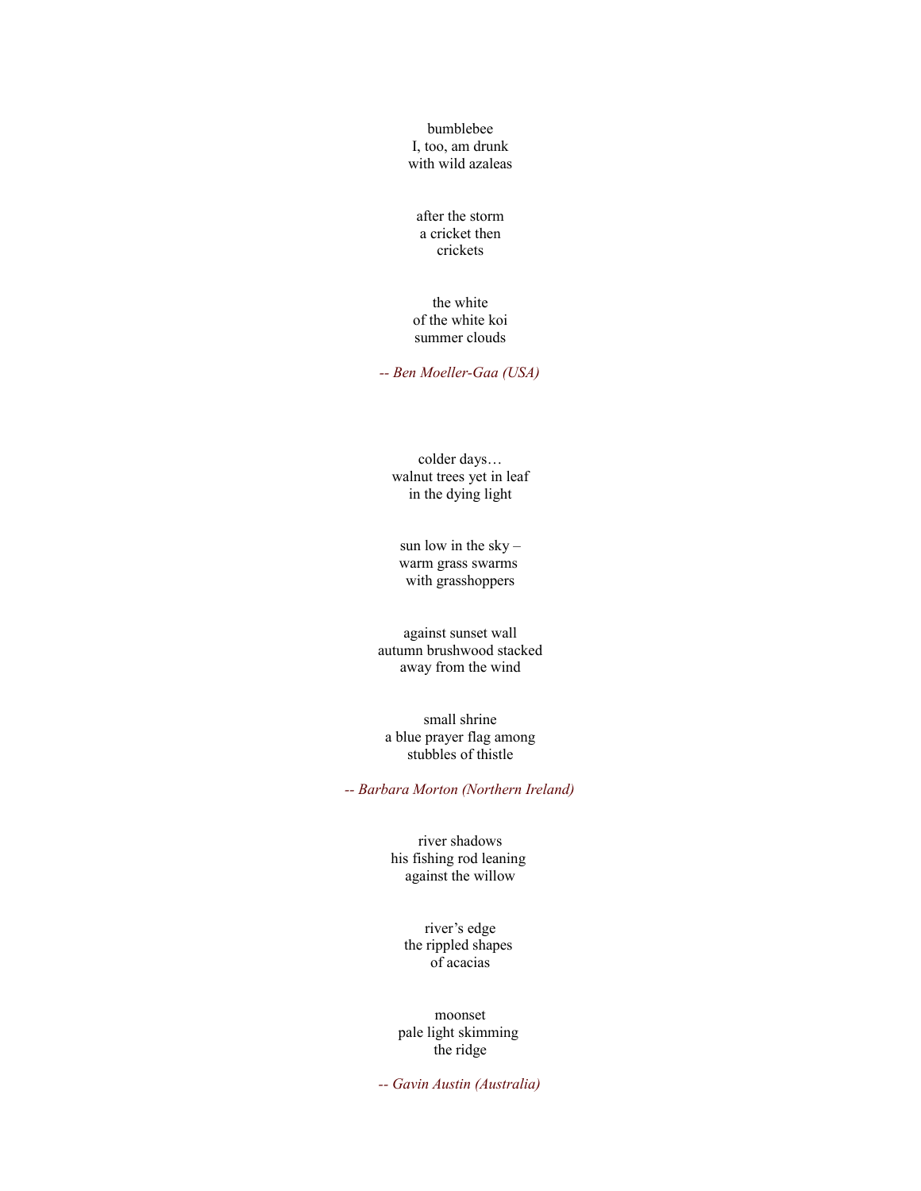bumblebee  
I, too, am drunk  
with wild azaleas

after the storm  
a cricket then  
crickets

the white  
of the white koi  
summer clouds

*-- Ben Moeller-Gaa (USA)*

colder days…  
walnut trees yet in leaf  
in the dying light

sun low in the sky –  
warm grass swarms  
with grasshoppers

against sunset wall  
autumn brushwood stacked  
away from the wind

small shrine  
a blue prayer flag among  
stubbles of thistle

*-- Barbara Morton (Northern Ireland)*

river shadows  
his fishing rod leaning  
against the willow

river's edge  
the rippled shapes  
of acacias

moonset  
pale light skimming  
the ridge

*-- Gavin Austin (Australia)*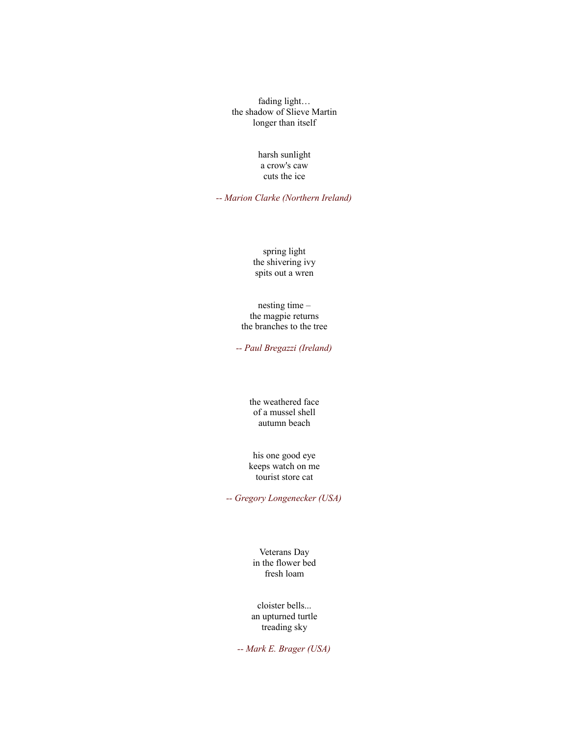fading light…  
the shadow of Slieve Martin  
longer than itself

harsh sunlight  
a crow's caw  
cuts the ice

*-- Marion Clarke (Northern Ireland)*

spring light  
the shivering ivy  
spits out a wren

nesting time –  
the magpie returns  
the branches to the tree

*-- Paul Bregazzi (Ireland)*

the weathered face  
of a mussel shell  
autumn beach

his one good eye  
keeps watch on me  
tourist store cat

*-- Gregory Longenecker (USA)*

Veterans Day  
in the flower bed  
fresh loam

cloister bells...  
an upturned turtle  
treading sky

*-- Mark E. Brager (USA)*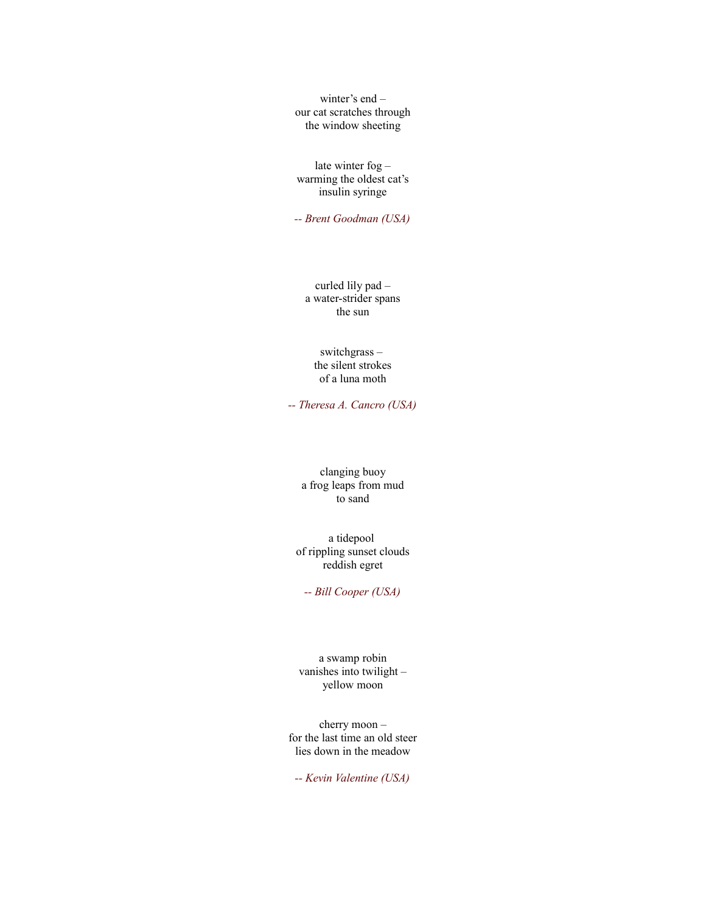winter's end –  
our cat scratches through  
the window sheeting

late winter fog –  
warming the oldest cat's  
insulin syringe

*-- Brent Goodman (USA)*

curled lily pad –  
a water-strider spans  
the sun

switchgrass –  
the silent strokes  
of a luna moth

*-- Theresa A. Cancro (USA)*

clanging buoy  
a frog leaps from mud  
to sand

a tidepool  
of rippling sunset clouds  
reddish egret

*-- Bill Cooper (USA)*

a swamp robin  
vanishes into twilight –  
yellow moon

cherry moon –  
for the last time an old steer  
lies down in the meadow

*-- Kevin Valentine (USA)*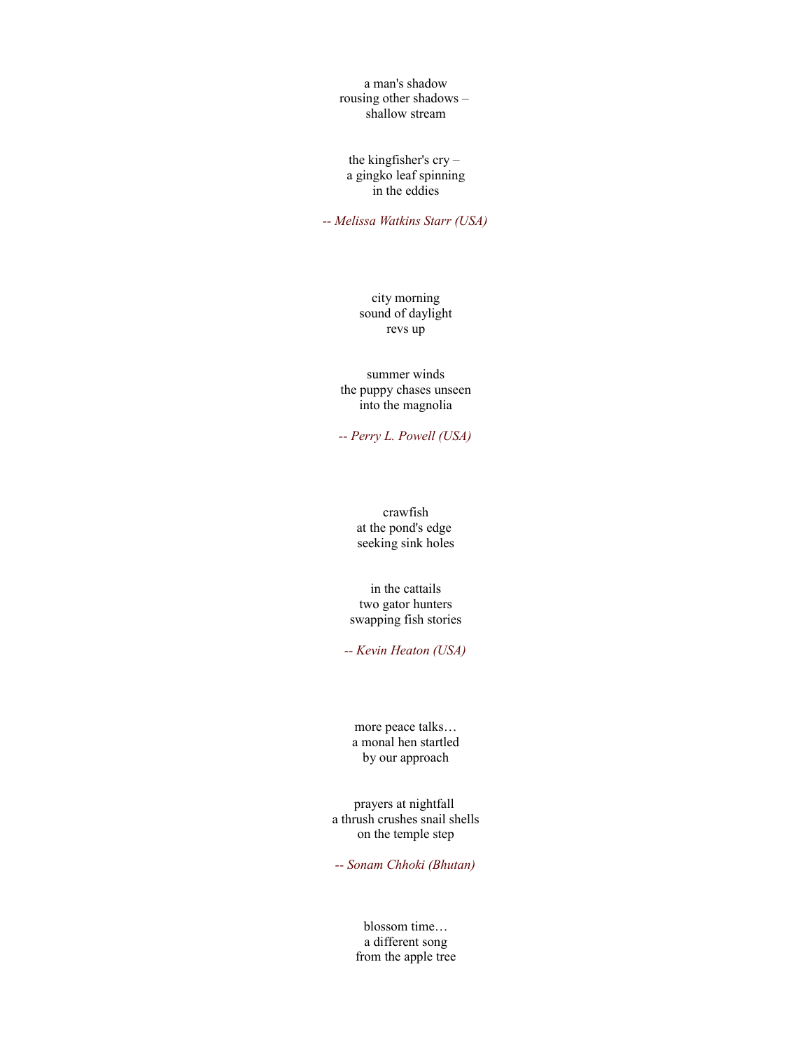a man's shadow  
rousing other shadows –  
shallow stream

the kingfisher's cry –  
a gingko leaf spinning  
in the eddies

*-- Melissa Watkins Starr (USA)*

city morning  
sound of daylight  
revs up

summer winds  
the puppy chases unseen  
into the magnolia

*-- Perry L. Powell (USA)*

crawfish  
at the pond's edge  
seeking sink holes

in the cattails  
two gator hunters  
swapping fish stories

*-- Kevin Heaton (USA)*

more peace talks…  
a monal hen startled  
by our approach

prayers at nightfall  
a thrush crushes snail shells  
on the temple step

*-- Sonam Chhoki (Bhutan)*

blossom time…  
a different song  
from the apple tree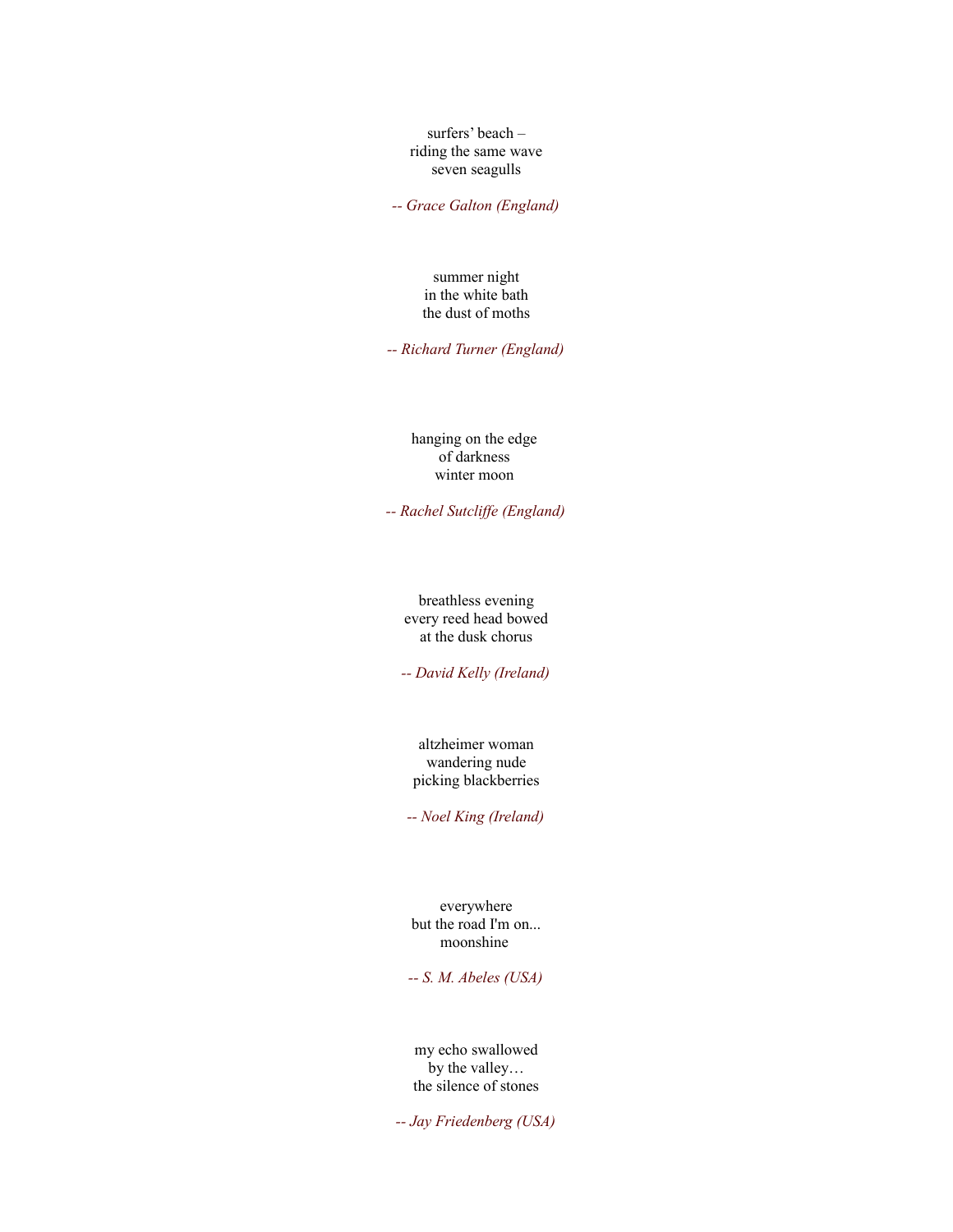surfers' beach –
riding the same wave
seven seagulls

*-- Grace Galton (England)*

summer night
in the white bath
the dust of moths

*-- Richard Turner (England)*

hanging on the edge
of darkness
winter moon

*-- Rachel Sutcliffe (England)*

breathless evening
every reed head bowed
at the dusk chorus

*-- David Kelly (Ireland)*

altzheimer woman
wandering nude
picking blackberries

*-- Noel King (Ireland)*

everywhere
but the road I'm on...
moonshine

*-- S. M. Abeles (USA)*

my echo swallowed
by the valley…
the silence of stones

*-- Jay Friedenberg (USA)*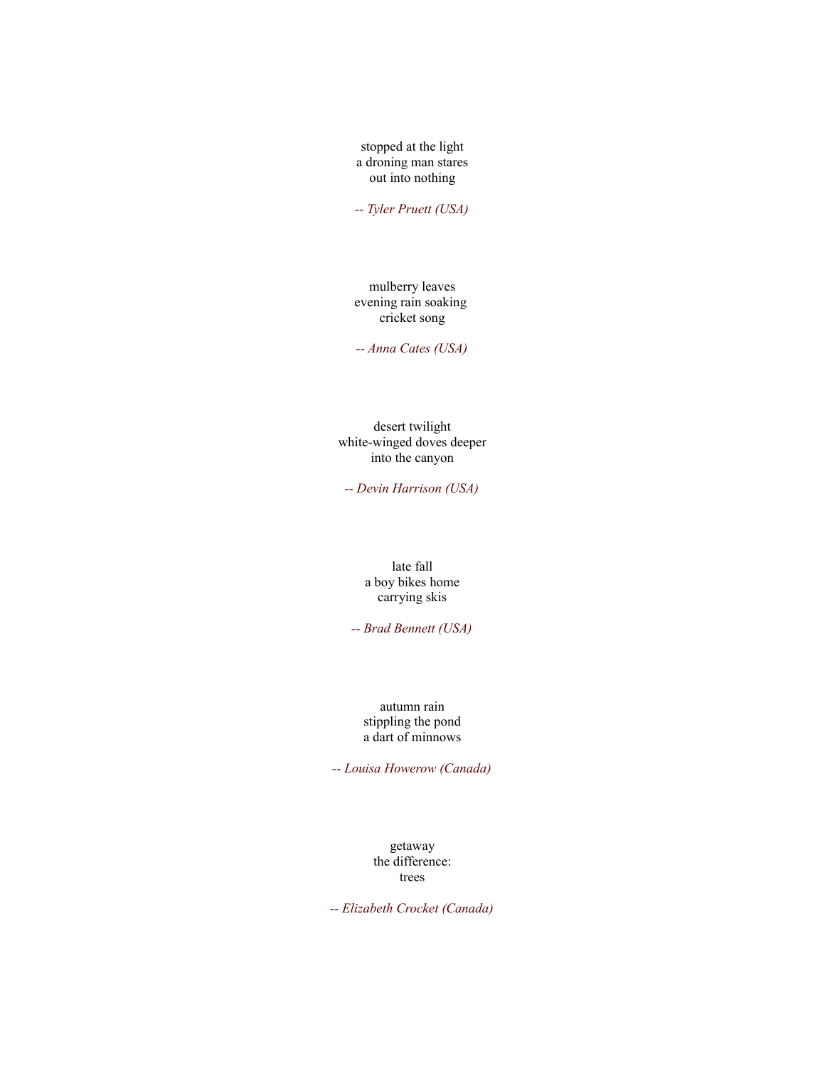stopped at the light  
a droning man stares  
out into nothing

*-- Tyler Pruett (USA)*

mulberry leaves  
evening rain soaking  
cricket song

*-- Anna Cates (USA)*

desert twilight  
white-winged doves deeper  
into the canyon

*-- Devin Harrison (USA)*

late fall  
a boy bikes home  
carrying skis

*-- Brad Bennett (USA)*

autumn rain  
stippling the pond  
a dart of minnows

*-- Louisa Howerow (Canada)*

getaway  
the difference:  
trees

*-- Elizabeth Crocket (Canada)*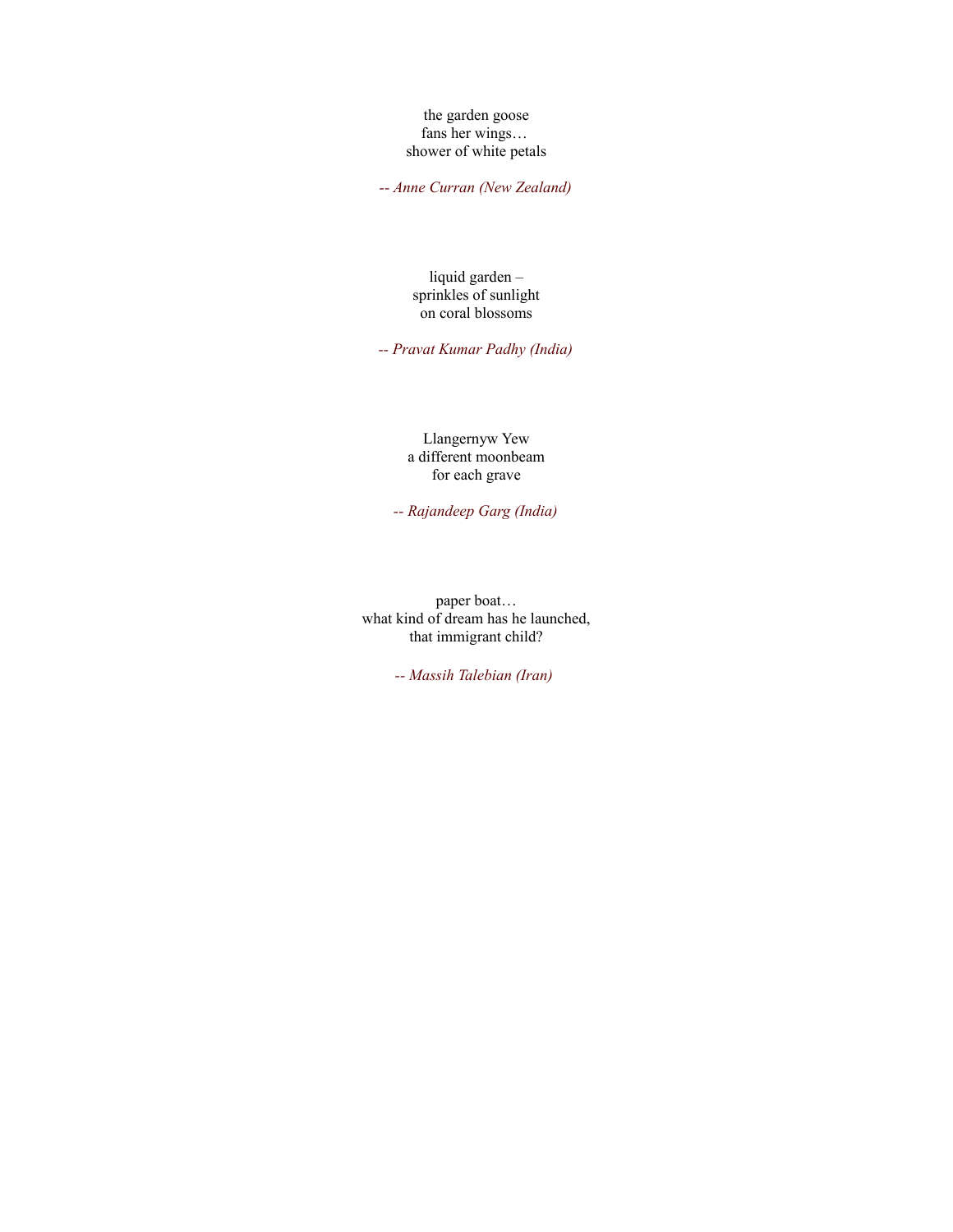the garden goose  
fans her wings…  
shower of white petals

*-- Anne Curran (New Zealand)*

liquid garden –  
sprinkles of sunlight  
on coral blossoms

*-- Pravat Kumar Padhy (India)*

Llangernyw Yew  
a different moonbeam  
for each grave

*-- Rajandeep Garg (India)*

paper boat…  
what kind of dream has he launched,  
that immigrant child?

*-- Massih Talebian (Iran)*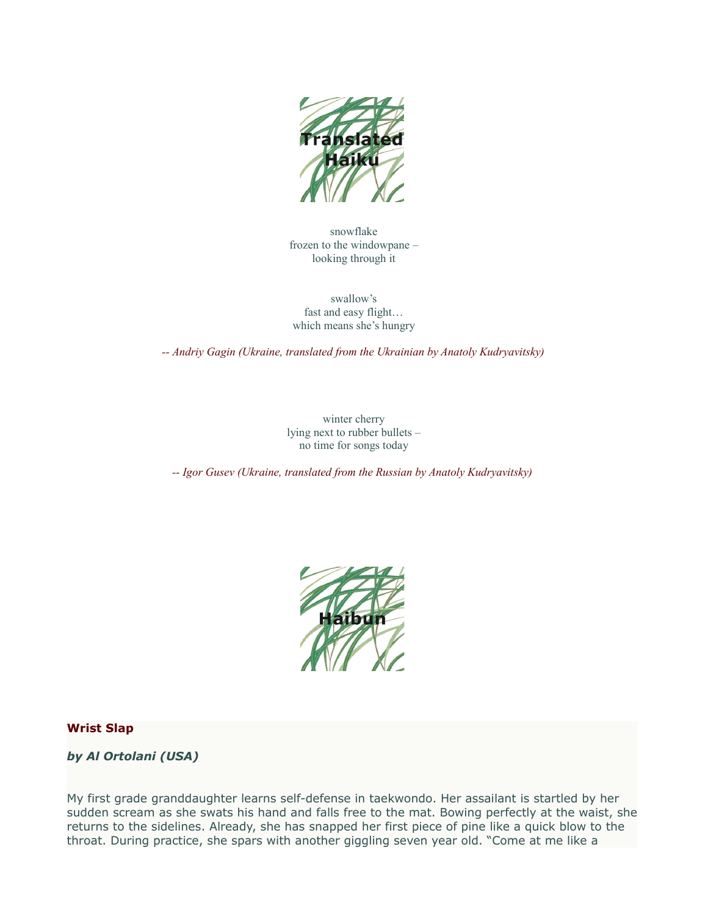## Translated Haiku

snowflake
frozen to the windowpane –
looking through it

swallow's
fast and easy flight…
which means she's hungry

*-- Andriy Gagin (Ukraine, translated from the Ukrainian by Anatoly Kudryavitsky)*

winter cherry
lying next to rubber bullets –
no time for songs today

*-- Igor Gusev (Ukraine, translated from the Russian by Anatoly Kudryavitsky)*

## Haibun

### Wrist Slap

***by Al Ortolani (USA)***

My first grade granddaughter learns self-defense in taekwondo. Her assailant is startled by her sudden scream as she swats his hand and falls free to the mat. Bowing perfectly at the waist, she returns to the sidelines. Already, she has snapped her first piece of pine like a quick blow to the throat. During practice, she spars with another giggling seven year old. "Come at me like a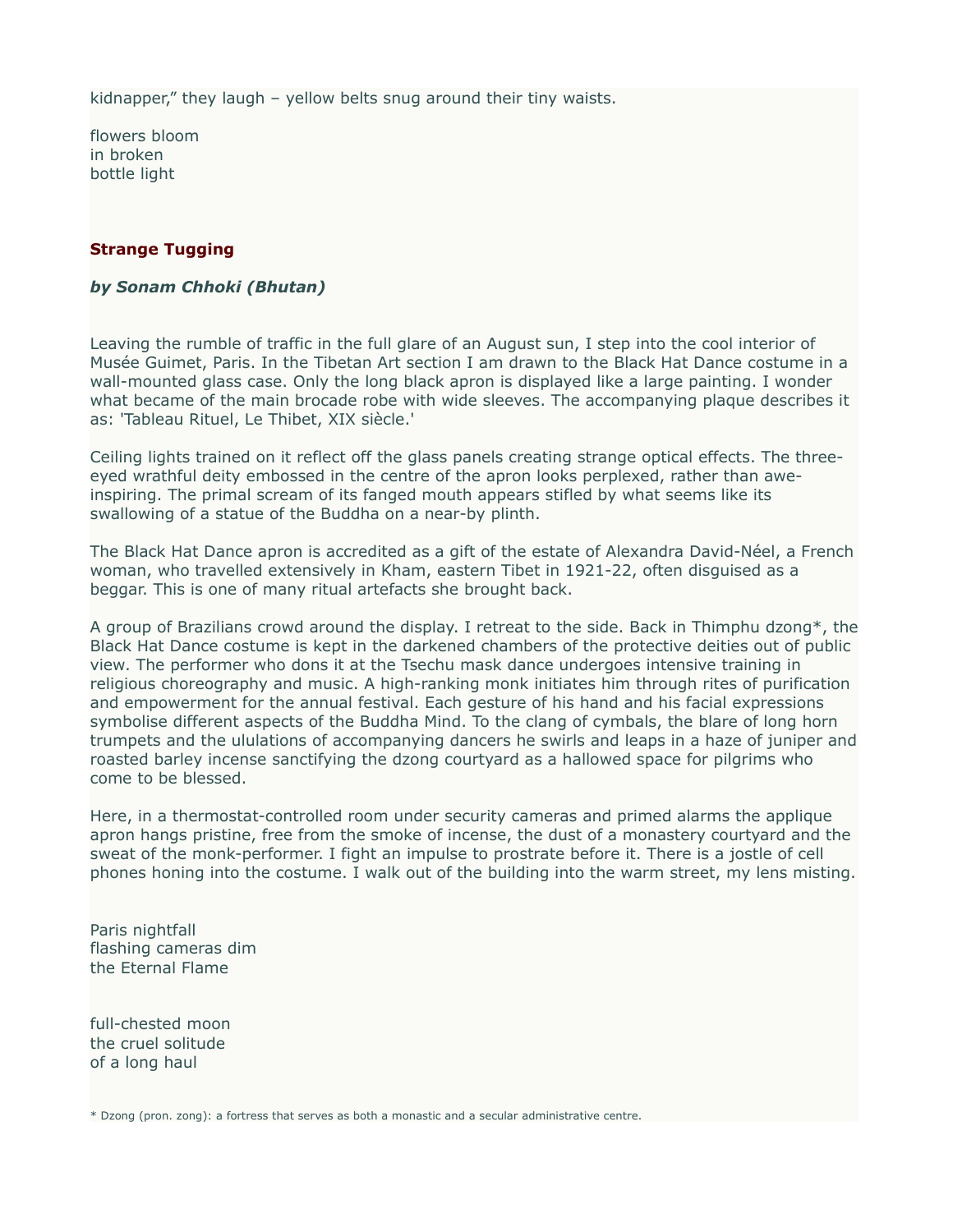kidnapper," they laugh – yellow belts snug around their tiny waists.

flowers bloom  
in broken  
bottle light

## Strange Tugging

***by Sonam Chhoki (Bhutan)***

Leaving the rumble of traffic in the full glare of an August sun, I step into the cool interior of Musée Guimet, Paris. In the Tibetan Art section I am drawn to the Black Hat Dance costume in a wall-mounted glass case. Only the long black apron is displayed like a large painting. I wonder what became of the main brocade robe with wide sleeves. The accompanying plaque describes it as: 'Tableau Rituel, Le Thibet, XIX siècle.'

Ceiling lights trained on it reflect off the glass panels creating strange optical effects. The three-eyed wrathful deity embossed in the centre of the apron looks perplexed, rather than awe-inspiring. The primal scream of its fanged mouth appears stifled by what seems like its swallowing of a statue of the Buddha on a near-by plinth.

The Black Hat Dance apron is accredited as a gift of the estate of Alexandra David-Néel, a French woman, who travelled extensively in Kham, eastern Tibet in 1921-22, often disguised as a beggar. This is one of many ritual artefacts she brought back.

A group of Brazilians crowd around the display. I retreat to the side. Back in Thimphu dzong*, the Black Hat Dance costume is kept in the darkened chambers of the protective deities out of public view. The performer who dons it at the Tsechu mask dance undergoes intensive training in religious choreography and music. A high-ranking monk initiates him through rites of purification and empowerment for the annual festival. Each gesture of his hand and his facial expressions symbolise different aspects of the Buddha Mind. To the clang of cymbals, the blare of long horn trumpets and the ululations of accompanying dancers he swirls and leaps in a haze of juniper and roasted barley incense sanctifying the dzong courtyard as a hallowed space for pilgrims who come to be blessed.

Here, in a thermostat-controlled room under security cameras and primed alarms the applique apron hangs pristine, free from the smoke of incense, the dust of a monastery courtyard and the sweat of the monk-performer. I fight an impulse to prostrate before it. There is a jostle of cell phones honing into the costume. I walk out of the building into the warm street, my lens misting.

Paris nightfall  
flashing cameras dim  
the Eternal Flame

full-chested moon  
the cruel solitude  
of a long haul

* Dzong (pron. zong): a fortress that serves as both a monastic and a secular administrative centre.